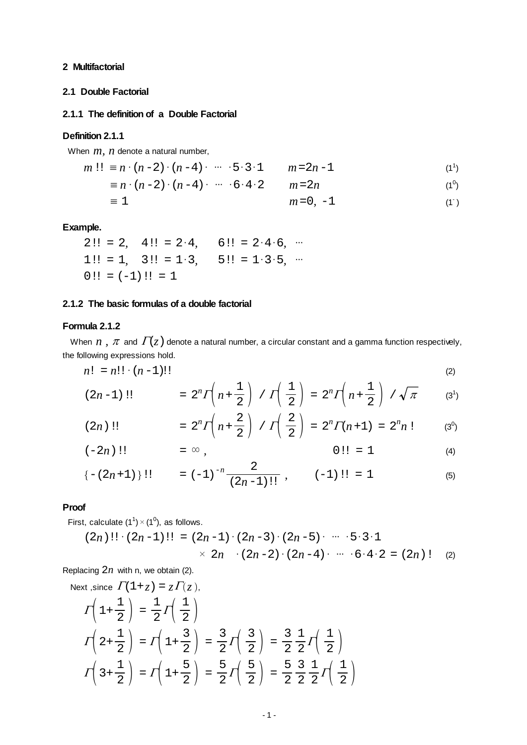# 2 Multifactorial

## 2.1 Double Factorial

### 2.1.1 The definition of a Double Factorial

**Definition 2.1.1**

When $m, n$ denote a natural number,

$$m!! \equiv n\cdot(n-2)\cdot(n-4)\cdot \cdots \cdot 5\cdot 3\cdot 1 \qquad m=2n-1 \tag{$1^1$}$$

$$\equiv n\cdot(n-2)\cdot(n-4)\cdot \cdots \cdot 6\cdot 4\cdot 2 \qquad m=2n \tag{$1^0$}$$

$$\equiv 1 \qquad m=0,\ -1 \tag{$1^-$}$$

**Example.**

$$2!! = 2,\quad 4!! = 2\cdot 4,\quad 6!! = 2\cdot 4\cdot 6,\ \cdots$$

$$1!! = 1,\quad 3!! = 1\cdot 3,\quad 5!! = 1\cdot 3\cdot 5,\ \cdots$$

$$0!! = (-1)!! = 1$$

### 2.1.2 The basic formulas of a double factorial

**Formula 2.1.2**

When $n$ , $\pi$ and $\Gamma(z)$ denote a natural number, a circular constant and a gamma function respectively, the following expressions hold.

$$n! = n!!\cdot(n-1)!! \tag{2}$$

$$(2n-1)!! = 2^n\Gamma\left(n+\frac{1}{2}\right) / \Gamma\left(\frac{1}{2}\right) = 2^n\Gamma\left(n+\frac{1}{2}\right) / \sqrt{\pi} \tag{$3^1$}$$

$$(2n)!! = 2^n\Gamma\left(n+\frac{2}{2}\right) / \Gamma\left(\frac{2}{2}\right) = 2^n\Gamma(n+1) = 2^n n! \tag{$3^0$}$$

$$(-2n)!! = \infty, \qquad 0!! = 1 \tag{4}$$

$$\{-(2n+1)\}!! = (-1)^{-n}\frac{2}{(2n-1)!!}, \qquad (-1)!! = 1 \tag{5}$$

**Proof**

First, calculate ($1^1$) × ($1^0$), as follows.

$$(2n)!!\cdot(2n-1)!! = (2n-1)\cdot(2n-3)\cdot(2n-5)\cdot \cdots \cdot 5\cdot 3\cdot 1 \times 2n\cdot(2n-2)\cdot(2n-4)\cdot \cdots \cdot 6\cdot 4\cdot 2 = (2n)! \tag{2}$$

Replacing $2n$ with n, we obtain (2).

Next ,since $\Gamma(1+z) = z\Gamma(z)$,

$$\Gamma\left(1+\frac{1}{2}\right) = \frac{1}{2}\Gamma\left(\frac{1}{2}\right)$$

$$\Gamma\left(2+\frac{1}{2}\right) = \Gamma\left(1+\frac{3}{2}\right) = \frac{3}{2}\Gamma\left(\frac{3}{2}\right) = \frac{3}{2}\frac{1}{2}\Gamma\left(\frac{1}{2}\right)$$

$$\Gamma\left(3+\frac{1}{2}\right) = \Gamma\left(1+\frac{5}{2}\right) = \frac{5}{2}\Gamma\left(\frac{5}{2}\right) = \frac{5}{2}\frac{3}{2}\frac{1}{2}\Gamma\left(\frac{1}{2}\right)$$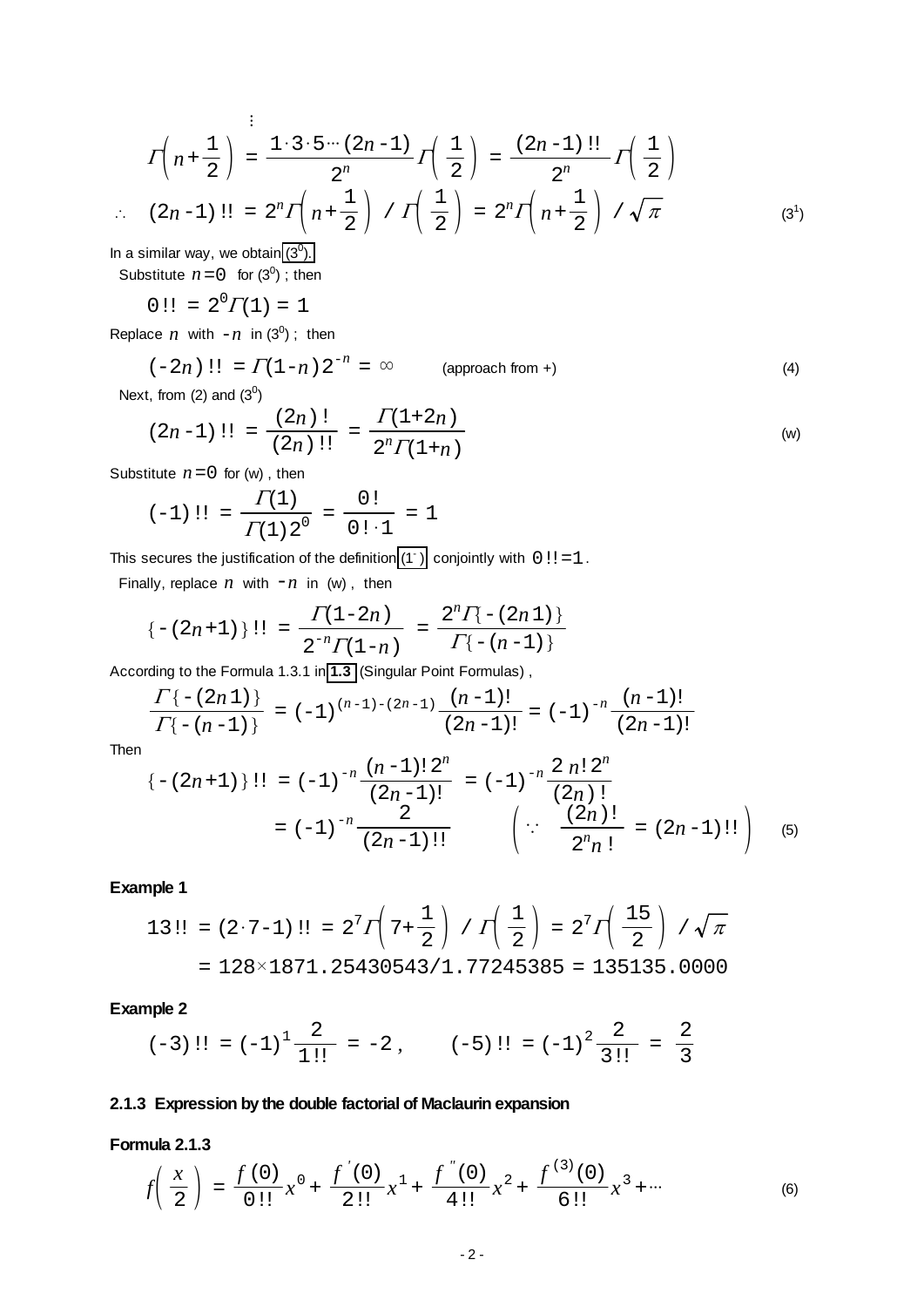$$\vdots$$

$$\Gamma\left(n+\frac{1}{2}\right) = \frac{1\cdot 3\cdot 5\cdots(2n-1)}{2^n}\Gamma\left(\frac{1}{2}\right) = \frac{(2n-1)!!}{2^n}\Gamma\left(\frac{1}{2}\right)$$

$$\therefore \quad (2n-1)!! = 2^n\Gamma\left(n+\frac{1}{2}\right) / \Gamma\left(\frac{1}{2}\right) = 2^n\Gamma\left(n+\frac{1}{2}\right) / \sqrt{\pi} \tag{$3^1$}$$

In a similar way, we obtain $(3^0)$.

Substitute $n=0$ for $(3^0)$ ; then

$$0!! = 2^0\Gamma(1) = 1$$

Replace $n$ with $-n$ in $(3^0)$ ; then

$$(-2n)!! = \Gamma(1-n)2^{-n} = \infty \qquad \text{(approach from +)} \tag{4}$$

Next, from (2) and $(3^0)$

$$(2n-1)!! = \frac{(2n)!}{(2n)!!} = \frac{\Gamma(1+2n)}{2^n\Gamma(1+n)} \tag{w}$$

Substitute $n=0$ for (w) , then

$$(-1)!! = \frac{\Gamma(1)}{\Gamma(1)2^0} = \frac{0!}{0!\cdot 1} = 1$$

This secures the justification of the definition $(1^-)$ conjointly with $0!!=1$.

Finally, replace $n$ with $-n$ in (w) , then

$$\{-(2n+1)\}!! = \frac{\Gamma(1-2n)}{2^{-n}\Gamma(1-n)} = \frac{2^n\Gamma\{-(2n1)\}}{\Gamma\{-(n-1)\}}$$

According to the Formula 1.3.1 in 1.3 (Singular Point Formulas) ,

$$\frac{\Gamma\{-(2n1)\}}{\Gamma\{-(n-1)\}} = (-1)^{(n-1)-(2n-1)}\frac{(n-1)!}{(2n-1)!} = (-1)^{-n}\frac{(n-1)!}{(2n-1)!}$$

Then

$$\begin{aligned}\{-(2n+1)\}!! &= (-1)^{-n}\frac{(n-1)!\,2^n}{(2n-1)!} = (-1)^{-n}\frac{2\,n!\,2^n}{(2n)!} \\ &= (-1)^{-n}\frac{2}{(2n-1)!!} \qquad \left(\because \quad \frac{(2n)!}{2^n n!} = (2n-1)!!\right)\end{aligned} \tag{5}$$

**Example 1**

$$\begin{aligned}13!! &= (2\cdot 7-1)!! = 2^7\Gamma\left(7+\frac{1}{2}\right) / \Gamma\left(\frac{1}{2}\right) = 2^7\Gamma\left(\frac{15}{2}\right) / \sqrt{\pi} \\ &= 128\times 1871.25430543/1.77245385 = 135135.0000\end{aligned}$$

**Example 2**

$$(-3)!! = (-1)^1\frac{2}{1!!} = -2, \qquad (-5)!! = (-1)^2\frac{2}{3!!} = \frac{2}{3}$$

### 2.1.3 Expression by the double factorial of Maclaurin expansion

**Formula 2.1.3**

$$f\left(\frac{x}{2}\right) = \frac{f(0)}{0!!}x^0 + \frac{f'(0)}{2!!}x^1 + \frac{f''(0)}{4!!}x^2 + \frac{f^{(3)}(0)}{6!!}x^3 + \cdots \tag{6}$$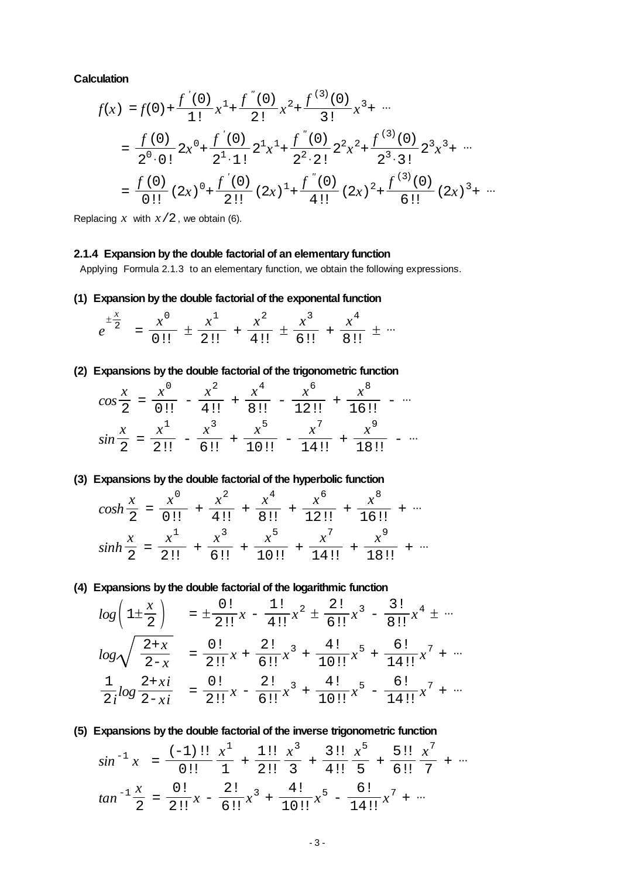**Calculation**

$$
\begin{aligned}
f(x) &= f(0)+\frac{f'(0)}{1!}x^1+\frac{f''(0)}{2!}x^2+\frac{f^{(3)}(0)}{3!}x^3+\cdots \\
&= \frac{f(0)}{2^0\cdot 0!}2x^0+\frac{f'(0)}{2^1\cdot 1!}2^1x^1+\frac{f''(0)}{2^2\cdot 2!}2^2x^2+\frac{f^{(3)}(0)}{2^3\cdot 3!}2^3x^3+\cdots \\
&= \frac{f(0)}{0!!}(2x)^0+\frac{f'(0)}{2!!}(2x)^1+\frac{f''(0)}{4!!}(2x)^2+\frac{f^{(3)}(0)}{6!!}(2x)^3+\cdots
\end{aligned}
$$

Replacing $x$ with $x/2$, we obtain (6).

### 2.1.4 Expansion by the double factorial of an elementary function

Applying Formula 2.1.3 to an elementary function, we obtain the following expressions.

**(1) Expansion by the double factorial of the exponental function**

$$
e^{\pm\frac{x}{2}} = \frac{x^0}{0!!} \pm \frac{x^1}{2!!} + \frac{x^2}{4!!} \pm \frac{x^3}{6!!} + \frac{x^4}{8!!} \pm \cdots
$$

**(2) Expansions by the double factorial of the trigonometric function**

$$
\cos\frac{x}{2} = \frac{x^0}{0!!} - \frac{x^2}{4!!} + \frac{x^4}{8!!} - \frac{x^6}{12!!} + \frac{x^8}{16!!} - \cdots
$$

$$
\sin\frac{x}{2} = \frac{x^1}{2!!} - \frac{x^3}{6!!} + \frac{x^5}{10!!} - \frac{x^7}{14!!} + \frac{x^9}{18!!} - \cdots
$$

**(3) Expansions by the double factorial of the hyperbolic function**

$$
\cosh\frac{x}{2} = \frac{x^0}{0!!} + \frac{x^2}{4!!} + \frac{x^4}{8!!} + \frac{x^6}{12!!} + \frac{x^8}{16!!} + \cdots
$$

$$
\sinh\frac{x}{2} = \frac{x^1}{2!!} + \frac{x^3}{6!!} + \frac{x^5}{10!!} + \frac{x^7}{14!!} + \frac{x^9}{18!!} + \cdots
$$

**(4) Expansions by the double factorial of the logarithmic function**

$$
\log\left(1\pm\frac{x}{2}\right) = \pm\frac{0!}{2!!}x - \frac{1!}{4!!}x^2 \pm \frac{2!}{6!!}x^3 - \frac{3!}{8!!}x^4 \pm \cdots
$$

$$
\log\sqrt{\frac{2+x}{2-x}} = \frac{0!}{2!!}x + \frac{2!}{6!!}x^3 + \frac{4!}{10!!}x^5 + \frac{6!}{14!!}x^7 + \cdots
$$

$$
\frac{1}{2i}\log\frac{2+xi}{2-xi} = \frac{0!}{2!!}x - \frac{2!}{6!!}x^3 + \frac{4!}{10!!}x^5 - \frac{6!}{14!!}x^7 + \cdots
$$

**(5) Expansions by the double factorial of the inverse trigonometric function**

$$
\sin^{-1}x = \frac{(-1)!!}{0!!}\frac{x^1}{1} + \frac{1!!}{2!!}\frac{x^3}{3} + \frac{3!!}{4!!}\frac{x^5}{5} + \frac{5!!}{6!!}\frac{x^7}{7} + \cdots
$$

$$
\tan^{-1}\frac{x}{2} = \frac{0!}{2!!}x - \frac{2!}{6!!}x^3 + \frac{4!}{10!!}x^5 - \frac{6!}{14!!}x^7 + \cdots
$$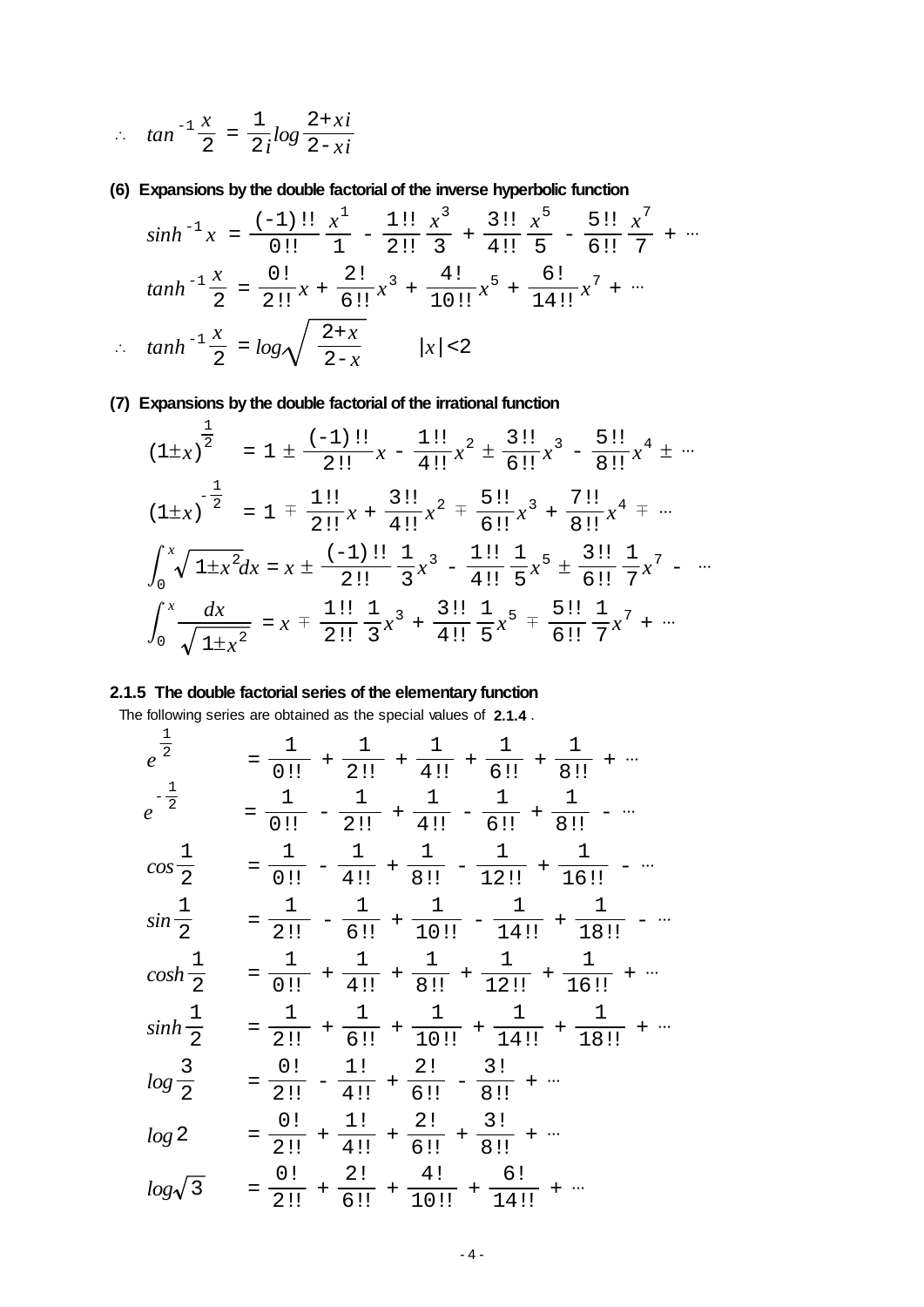$$\therefore \quad \tan^{-1}\frac{x}{2} = \frac{1}{2i}\log\frac{2+xi}{2-xi}$$

**(6) Expansions by the double factorial of the inverse hyperbolic function**

$$\sinh^{-1}x = \frac{(-1)!!}{0!!}\frac{x^1}{1} - \frac{1!!}{2!!}\frac{x^3}{3} + \frac{3!!}{4!!}\frac{x^5}{5} - \frac{5!!}{6!!}\frac{x^7}{7} + \cdots$$

$$\tanh^{-1}\frac{x}{2} = \frac{0!}{2!!}x + \frac{2!}{6!!}x^3 + \frac{4!}{10!!}x^5 + \frac{6!}{14!!}x^7 + \cdots$$

$$\therefore \quad \tanh^{-1}\frac{x}{2} = \log\sqrt{\frac{2+x}{2-x}} \qquad |x|<2$$

**(7) Expansions by the double factorial of the irrational function**

$$(1\pm x)^{\frac{1}{2}} = 1 \pm \frac{(-1)!!}{2!!}x - \frac{1!!}{4!!}x^2 \pm \frac{3!!}{6!!}x^3 - \frac{5!!}{8!!}x^4 \pm \cdots$$

$$(1\pm x)^{-\frac{1}{2}} = 1 \mp \frac{1!!}{2!!}x + \frac{3!!}{4!!}x^2 \mp \frac{5!!}{6!!}x^3 + \frac{7!!}{8!!}x^4 \mp \cdots$$

$$\int_0^x \sqrt{1\pm x^2}\,dx = x \pm \frac{(-1)!!}{2!!}\frac{1}{3}x^3 - \frac{1!!}{4!!}\frac{1}{5}x^5 \pm \frac{3!!}{6!!}\frac{1}{7}x^7 - \cdots$$

$$\int_0^x \frac{dx}{\sqrt{1\pm x^2}} = x \mp \frac{1!!}{2!!}\frac{1}{3}x^3 + \frac{3!!}{4!!}\frac{1}{5}x^5 \mp \frac{5!!}{6!!}\frac{1}{7}x^7 + \cdots$$

### 2.1.5 The double factorial series of the elementary function

The following series are obtained as the special values of **2.1.4** .

$$e^{\frac{1}{2}} = \frac{1}{0!!} + \frac{1}{2!!} + \frac{1}{4!!} + \frac{1}{6!!} + \frac{1}{8!!} + \cdots$$

$$e^{-\frac{1}{2}} = \frac{1}{0!!} - \frac{1}{2!!} + \frac{1}{4!!} - \frac{1}{6!!} + \frac{1}{8!!} - \cdots$$

$$\cos\frac{1}{2} = \frac{1}{0!!} - \frac{1}{4!!} + \frac{1}{8!!} - \frac{1}{12!!} + \frac{1}{16!!} - \cdots$$

$$\sin\frac{1}{2} = \frac{1}{2!!} - \frac{1}{6!!} + \frac{1}{10!!} - \frac{1}{14!!} + \frac{1}{18!!} - \cdots$$

$$\cosh\frac{1}{2} = \frac{1}{0!!} + \frac{1}{4!!} + \frac{1}{8!!} + \frac{1}{12!!} + \frac{1}{16!!} + \cdots$$

$$\sinh\frac{1}{2} = \frac{1}{2!!} + \frac{1}{6!!} + \frac{1}{10!!} + \frac{1}{14!!} + \frac{1}{18!!} + \cdots$$

$$\log\frac{3}{2} = \frac{0!}{2!!} - \frac{1!}{4!!} + \frac{2!}{6!!} - \frac{3!}{8!!} + \cdots$$

$$\log 2 = \frac{0!}{2!!} + \frac{1!}{4!!} + \frac{2!}{6!!} + \frac{3!}{8!!} + \cdots$$

$$\log\sqrt{3} = \frac{0!}{2!!} + \frac{2!}{6!!} + \frac{4!}{10!!} + \frac{6!}{14!!} + \cdots$$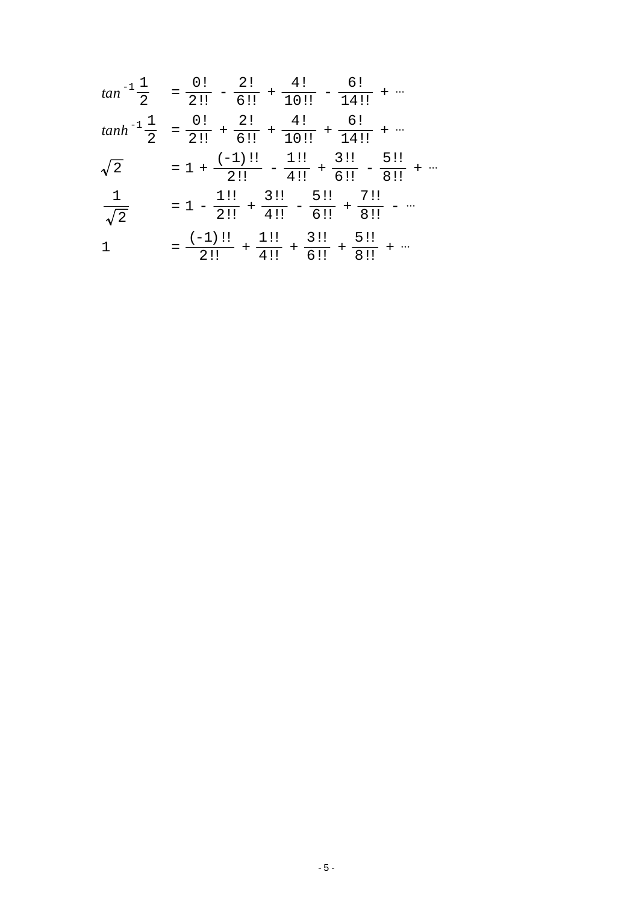$$\tan^{-1}\frac{1}{2} = \frac{0!}{2!!} - \frac{2!}{6!!} + \frac{4!}{10!!} - \frac{6!}{14!!} + \cdots$$

$$\tanh^{-1}\frac{1}{2} = \frac{0!}{2!!} + \frac{2!}{6!!} + \frac{4!}{10!!} + \frac{6!}{14!!} + \cdots$$

$$\sqrt{2} = 1 + \frac{(-1)!!}{2!!} - \frac{1!!}{4!!} + \frac{3!!}{6!!} - \frac{5!!}{8!!} + \cdots$$

$$\frac{1}{\sqrt{2}} = 1 - \frac{1!!}{2!!} + \frac{3!!}{4!!} - \frac{5!!}{6!!} + \frac{7!!}{8!!} - \cdots$$

$$1 = \frac{(-1)!!}{2!!} + \frac{1!!}{4!!} + \frac{3!!}{6!!} + \frac{5!!}{8!!} + \cdots$$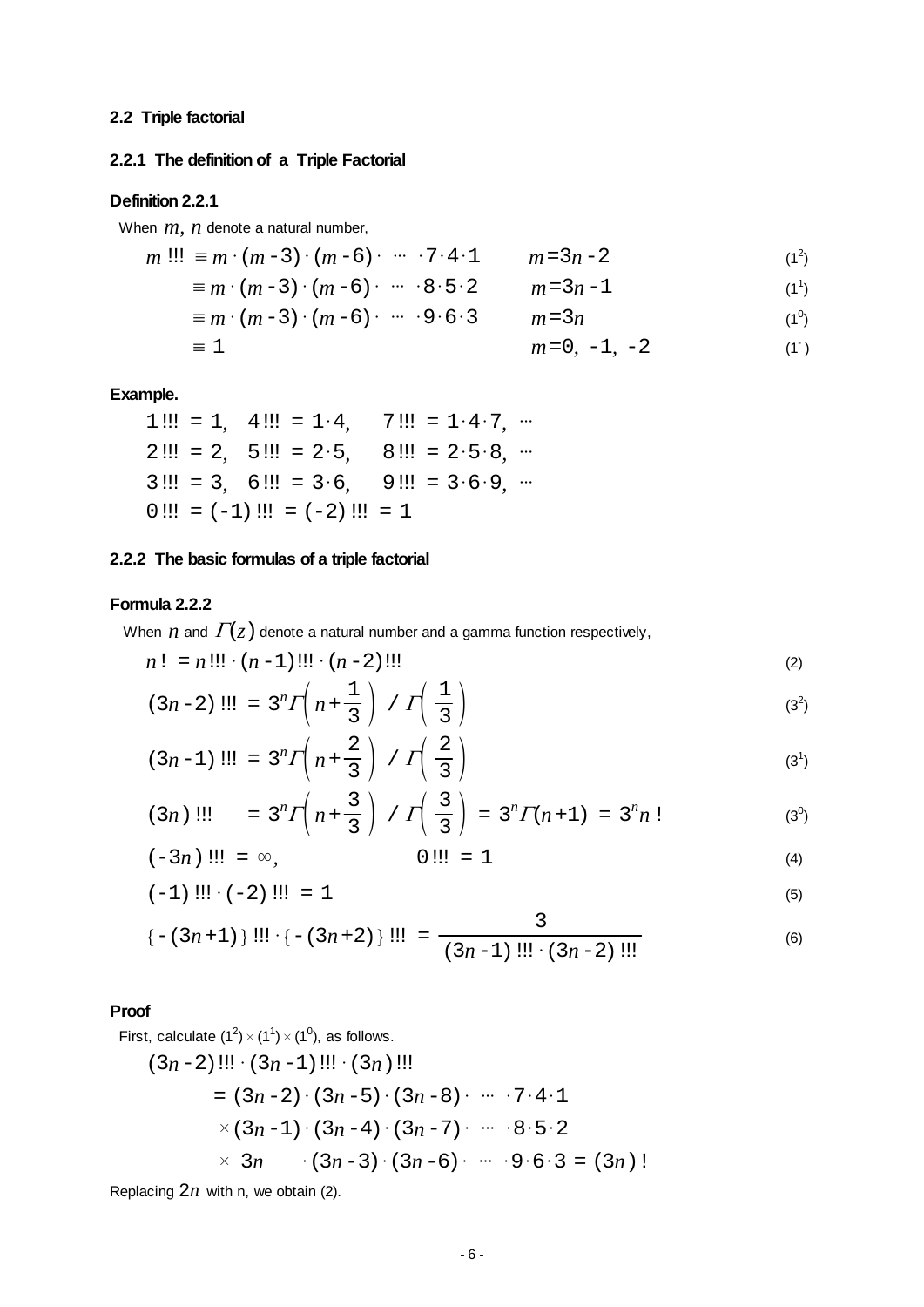### 2.2 Triple factorial

#### 2.2.1 The definition of a Triple Factorial

**Definition 2.2.1**

When $m, n$ denote a natural number,

$$m\,!!! \equiv m\cdot(m-3)\cdot(m-6)\cdot\;\cdots\;\cdot 7\cdot 4\cdot 1 \qquad m=3n-2 \tag{$1^2$}$$

$$\equiv m\cdot(m-3)\cdot(m-6)\cdot\;\cdots\;\cdot 8\cdot 5\cdot 2 \qquad m=3n-1 \tag{$1^1$}$$

$$\equiv m\cdot(m-3)\cdot(m-6)\cdot\;\cdots\;\cdot 9\cdot 6\cdot 3 \qquad m=3n \tag{$1^0$}$$

$$\equiv 1 \qquad m=0,\ -1,\ -2 \tag{$1^-$}$$

**Example.**

$$1\,!!! = 1,\quad 4\,!!! = 1\cdot 4,\quad 7\,!!! = 1\cdot 4\cdot 7,\ \cdots$$

$$2\,!!! = 2,\quad 5\,!!! = 2\cdot 5,\quad 8\,!!! = 2\cdot 5\cdot 8,\ \cdots$$

$$3\,!!! = 3,\quad 6\,!!! = 3\cdot 6,\quad 9\,!!! = 3\cdot 6\cdot 9,\ \cdots$$

$$0\,!!! = (-1)\,!!! = (-2)\,!!! = 1$$

#### 2.2.2 The basic formulas of a triple factorial

**Formula 2.2.2**

When $n$ and $\Gamma(z)$ denote a natural number and a gamma function respectively,

$$n\,! = n\,!!!\cdot(n-1)\,!!!\cdot(n-2)\,!!! \tag{2}$$

$$(3n-2)\,!!! = 3^n\Gamma\left(n+\frac{1}{3}\right) \Big/ \Gamma\left(\frac{1}{3}\right) \tag{$3^2$}$$

$$(3n-1)\,!!! = 3^n\Gamma\left(n+\frac{2}{3}\right) \Big/ \Gamma\left(\frac{2}{3}\right) \tag{$3^1$}$$

$$(3n)\,!!! = 3^n\Gamma\left(n+\frac{3}{3}\right) \Big/ \Gamma\left(\frac{3}{3}\right) = 3^n\Gamma(n+1) = 3^n n\,! \tag{$3^0$}$$

$$(-3n)\,!!! = \infty, \qquad 0\,!!! = 1 \tag{4}$$

$$(-1)\,!!!\cdot(-2)\,!!! = 1 \tag{5}$$

$$\{-(3n+1)\}\,!!!\cdot\{-(3n+2)\}\,!!! = \frac{3}{(3n-1)\,!!!\cdot(3n-2)\,!!!} \tag{6}$$

**Proof**

First, calculate $(1^2)\times(1^1)\times(1^0)$, as follows.

$$\begin{aligned}
(3n-2)\,!!!\cdot(3n-1)\,!!!\cdot(3n)\,!!! &= (3n-2)\cdot(3n-5)\cdot(3n-8)\cdot\;\cdots\;\cdot 7\cdot 4\cdot 1\\
&\quad\times(3n-1)\cdot(3n-4)\cdot(3n-7)\cdot\;\cdots\;\cdot 8\cdot 5\cdot 2\\
&\quad\times\ 3n\ \cdot(3n-3)\cdot(3n-6)\cdot\;\cdots\;\cdot 9\cdot 6\cdot 3 = (3n)\,!
\end{aligned}$$

Replacing $2n$ with n, we obtain (2).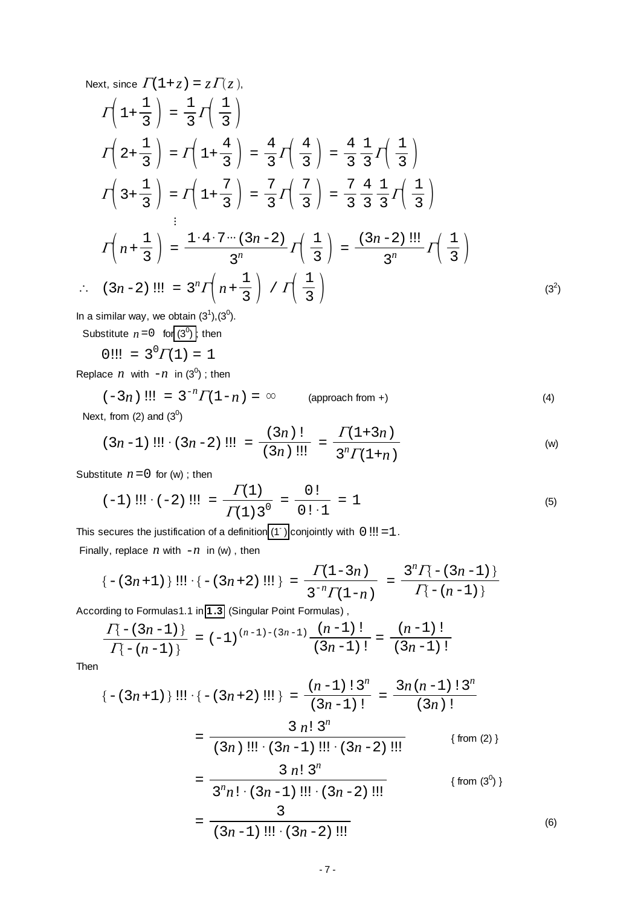Next, since $\Gamma(1+z) = z\Gamma(z)$,

$$\Gamma\left(1+\frac{1}{3}\right) = \frac{1}{3}\Gamma\left(\frac{1}{3}\right)$$

$$\Gamma\left(2+\frac{1}{3}\right) = \Gamma\left(1+\frac{4}{3}\right) = \frac{4}{3}\Gamma\left(\frac{4}{3}\right) = \frac{4}{3}\frac{1}{3}\Gamma\left(\frac{1}{3}\right)$$

$$\Gamma\left(3+\frac{1}{3}\right) = \Gamma\left(1+\frac{7}{3}\right) = \frac{7}{3}\Gamma\left(\frac{7}{3}\right) = \frac{7}{3}\frac{4}{3}\frac{1}{3}\Gamma\left(\frac{1}{3}\right)$$

$$\vdots$$

$$\Gamma\left(n+\frac{1}{3}\right) = \frac{1\cdot 4\cdot 7\cdots(3n-2)}{3^n}\Gamma\left(\frac{1}{3}\right) = \frac{(3n-2)\,!!!}{3^n}\Gamma\left(\frac{1}{3}\right)$$

$$\therefore\quad (3n-2)\,!!! = 3^n\Gamma\left(n+\frac{1}{3}\right) \Big/ \Gamma\left(\frac{1}{3}\right) \tag{$3^2$}$$

In a similar way, we obtain ($3^1$),($3^0$).

Substitute $n=0$ for ($3^0$) ; then

$$0!!! = 3^0\Gamma(1) = 1$$

Replace $n$ with $-n$ in ($3^0$) ; then

$$(-3n)\,!!! = 3^{-n}\Gamma(1-n) = \infty \qquad \text{(approach from +)} \tag{4}$$

Next, from (2) and ($3^0$)

$$(3n-1)\,!!!\cdot(3n-2)\,!!! = \frac{(3n)\,!}{(3n)\,!!!} = \frac{\Gamma(1+3n)}{3^n\Gamma(1+n)} \tag{w}$$

Substitute $n=0$ for (w) ; then

$$(-1)\,!!!\cdot(-2)\,!!! = \frac{\Gamma(1)}{\Gamma(1)3^0} = \frac{0!}{0!\cdot 1} = 1 \tag{5}$$

This secures the justification of a definition (1') conjointly with $0\,!!!=1$.

Finally, replace $n$ with $-n$ in (w) , then

$$\{-(3n+1)\}\,!!!\cdot\{-(3n+2)\,!!!\} = \frac{\Gamma(1-3n)}{3^{-n}\Gamma(1-n)} = \frac{3^n\Gamma\{-(3n-1)\}}{\Gamma\{-(n-1)\}}$$

According to Formulas1.1 in **1.3** (Singular Point Formulas) ,

$$\frac{\Gamma\{-(3n-1)\}}{\Gamma\{-(n-1)\}} = (-1)^{(n-1)-(3n-1)}\frac{(n-1)\,!}{(3n-1)\,!} = \frac{(n-1)\,!}{(3n-1)\,!}$$

Then

$$\{-(3n+1)\}\,!!!\cdot\{-(3n+2)\,!!!\} = \frac{(n-1)\,!\,3^n}{(3n-1)\,!} = \frac{3n(n-1)\,!\,3^n}{(3n)\,!}$$

$$= \frac{3\,n!\,3^n}{(3n)\,!!!\cdot(3n-1)\,!!!\cdot(3n-2)\,!!!} \qquad \{\text{ from (2) }\}$$

$$= \frac{3\,n!\,3^n}{3^n n!\cdot(3n-1)\,!!!\cdot(3n-2)\,!!!} \qquad \{\text{ from } (3^0)\ \}$$

$$= \frac{3}{(3n-1)\,!!!\cdot(3n-2)\,!!!} \tag{6}$$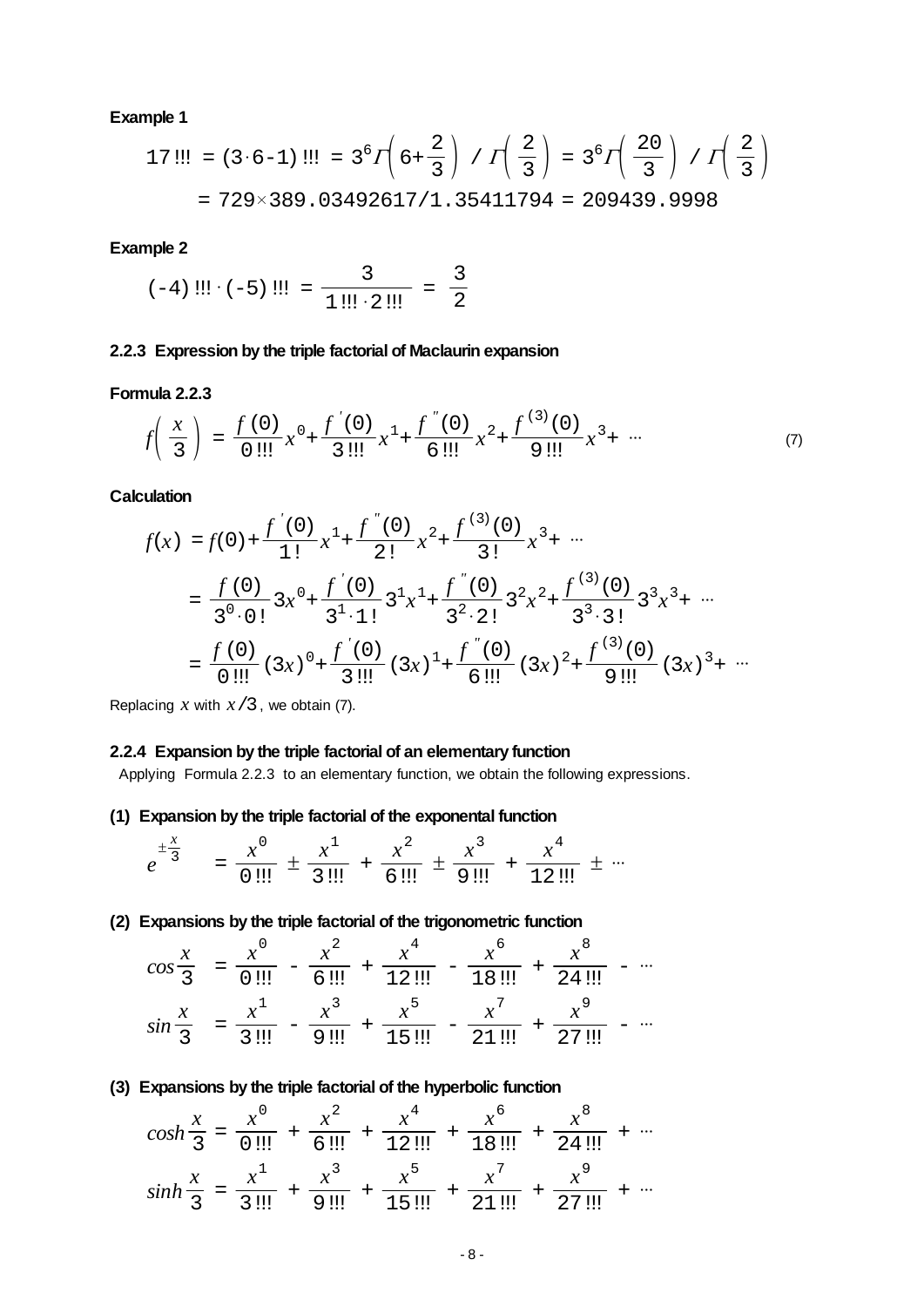**Example 1**

$$17!!! = (3\cdot 6-1)!!! = 3^6\Gamma\left(6+\frac{2}{3}\right) / \Gamma\left(\frac{2}{3}\right) = 3^6\Gamma\left(\frac{20}{3}\right) / \Gamma\left(\frac{2}{3}\right)$$

$$= 729\times 389.03492617/1.35411794 = 209439.9998$$

**Example 2**

$$(-4)!!!\cdot(-5)!!! = \frac{3}{1!!!\cdot 2!!!} = \frac{3}{2}$$

### 2.2.3 Expression by the triple factorial of Maclaurin expansion

**Formula 2.2.3**

$$f\left(\frac{x}{3}\right) = \frac{f(0)}{0!!!}x^0 + \frac{f'(0)}{3!!!}x^1 + \frac{f''(0)}{6!!!}x^2 + \frac{f^{(3)}(0)}{9!!!}x^3 + \cdots \tag{7}$$

**Calculation**

$$f(x) = f(0) + \frac{f'(0)}{1!}x^1 + \frac{f''(0)}{2!}x^2 + \frac{f^{(3)}(0)}{3!}x^3 + \cdots$$

$$= \frac{f(0)}{3^0\cdot 0!}3x^0 + \frac{f'(0)}{3^1\cdot 1!}3^1x^1 + \frac{f''(0)}{3^2\cdot 2!}3^2x^2 + \frac{f^{(3)}(0)}{3^3\cdot 3!}3^3x^3 + \cdots$$

$$= \frac{f(0)}{0!!!}(3x)^0 + \frac{f'(0)}{3!!!}(3x)^1 + \frac{f''(0)}{6!!!}(3x)^2 + \frac{f^{(3)}(0)}{9!!!}(3x)^3 + \cdots$$

Replacing $x$ with $x/3$, we obtain (7).

### 2.2.4 Expansion by the triple factorial of an elementary function

Applying Formula 2.2.3 to an elementary function, we obtain the following expressions.

**(1) Expansion by the triple factorial of the exponental function**

$$e^{\pm\frac{x}{3}} = \frac{x^0}{0!!!} \pm \frac{x^1}{3!!!} + \frac{x^2}{6!!!} \pm \frac{x^3}{9!!!} + \frac{x^4}{12!!!} \pm \cdots$$

**(2) Expansions by the triple factorial of the trigonometric function**

$$\cos\frac{x}{3} = \frac{x^0}{0!!!} - \frac{x^2}{6!!!} + \frac{x^4}{12!!!} - \frac{x^6}{18!!!} + \frac{x^8}{24!!!} - \cdots$$

$$\sin\frac{x}{3} = \frac{x^1}{3!!!} - \frac{x^3}{9!!!} + \frac{x^5}{15!!!} - \frac{x^7}{21!!!} + \frac{x^9}{27!!!} - \cdots$$

**(3) Expansions by the triple factorial of the hyperbolic function**

$$\cosh\frac{x}{3} = \frac{x^0}{0!!!} + \frac{x^2}{6!!!} + \frac{x^4}{12!!!} + \frac{x^6}{18!!!} + \frac{x^8}{24!!!} + \cdots$$

$$\sinh\frac{x}{3} = \frac{x^1}{3!!!} + \frac{x^3}{9!!!} + \frac{x^5}{15!!!} + \frac{x^7}{21!!!} + \frac{x^9}{27!!!} + \cdots$$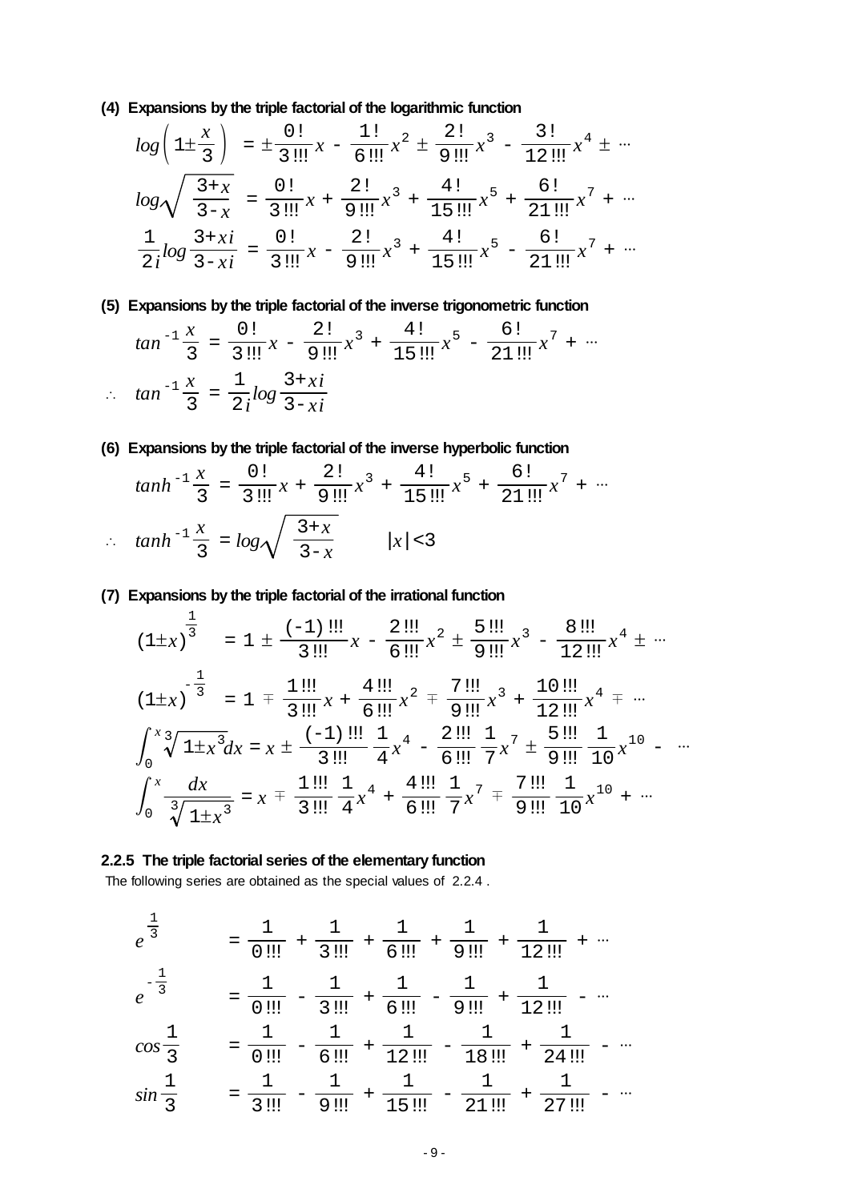**(4) Expansions by the triple factorial of the logarithmic function**

$$\log\left(1\pm\frac{x}{3}\right) = \pm\frac{0!}{3!!!}x - \frac{1!}{6!!!}x^2 \pm \frac{2!}{9!!!}x^3 - \frac{3!}{12!!!}x^4 \pm \cdots$$

$$\log\sqrt{\frac{3+x}{3-x}} = \frac{0!}{3!!!}x + \frac{2!}{9!!!}x^3 + \frac{4!}{15!!!}x^5 + \frac{6!}{21!!!}x^7 + \cdots$$

$$\frac{1}{2i}\log\frac{3+xi}{3-xi} = \frac{0!}{3!!!}x - \frac{2!}{9!!!}x^3 + \frac{4!}{15!!!}x^5 - \frac{6!}{21!!!}x^7 + \cdots$$

**(5) Expansions by the triple factorial of the inverse trigonometric function**

$$\tan^{-1}\frac{x}{3} = \frac{0!}{3!!!}x - \frac{2!}{9!!!}x^3 + \frac{4!}{15!!!}x^5 - \frac{6!}{21!!!}x^7 + \cdots$$

$$\therefore \quad \tan^{-1}\frac{x}{3} = \frac{1}{2i}\log\frac{3+xi}{3-xi}$$

**(6) Expansions by the triple factorial of the inverse hyperbolic function**

$$\tanh^{-1}\frac{x}{3} = \frac{0!}{3!!!}x + \frac{2!}{9!!!}x^3 + \frac{4!}{15!!!}x^5 + \frac{6!}{21!!!}x^7 + \cdots$$

$$\therefore \quad \tanh^{-1}\frac{x}{3} = \log\sqrt{\frac{3+x}{3-x}} \qquad |x|<3$$

**(7) Expansions by the triple factorial of the irrational function**

$$(1\pm x)^{\frac{1}{3}} = 1 \pm \frac{(-1)!!!}{3!!!}x - \frac{2!!!}{6!!!}x^2 \pm \frac{5!!!}{9!!!}x^3 - \frac{8!!!}{12!!!}x^4 \pm \cdots$$

$$(1\pm x)^{-\frac{1}{3}} = 1 \mp \frac{1!!!}{3!!!}x + \frac{4!!!}{6!!!}x^2 \mp \frac{7!!!}{9!!!}x^3 + \frac{10!!!}{12!!!}x^4 \mp \cdots$$

$$\int_0^x \sqrt[3]{1\pm x^3}\,dx = x \pm \frac{(-1)!!!}{3!!!}\frac{1}{4}x^4 - \frac{2!!!}{6!!!}\frac{1}{7}x^7 \pm \frac{5!!!}{9!!!}\frac{1}{10}x^{10} - \cdots$$

$$\int_0^x \frac{dx}{\sqrt[3]{1\pm x^3}} = x \mp \frac{1!!!}{3!!!}\frac{1}{4}x^4 + \frac{4!!!}{6!!!}\frac{1}{7}x^7 \mp \frac{7!!!}{9!!!}\frac{1}{10}x^{10} + \cdots$$

### 2.2.5 The triple factorial series of the elementary function

The following series are obtained as the special values of 2.2.4 .

$$e^{\frac{1}{3}} = \frac{1}{0!!!} + \frac{1}{3!!!} + \frac{1}{6!!!} + \frac{1}{9!!!} + \frac{1}{12!!!} + \cdots$$

$$e^{-\frac{1}{3}} = \frac{1}{0!!!} - \frac{1}{3!!!} + \frac{1}{6!!!} - \frac{1}{9!!!} + \frac{1}{12!!!} - \cdots$$

$$\cos\frac{1}{3} = \frac{1}{0!!!} - \frac{1}{6!!!} + \frac{1}{12!!!} - \frac{1}{18!!!} + \frac{1}{24!!!} - \cdots$$

$$\sin\frac{1}{3} = \frac{1}{3!!!} - \frac{1}{9!!!} + \frac{1}{15!!!} - \frac{1}{21!!!} + \frac{1}{27!!!} - \cdots$$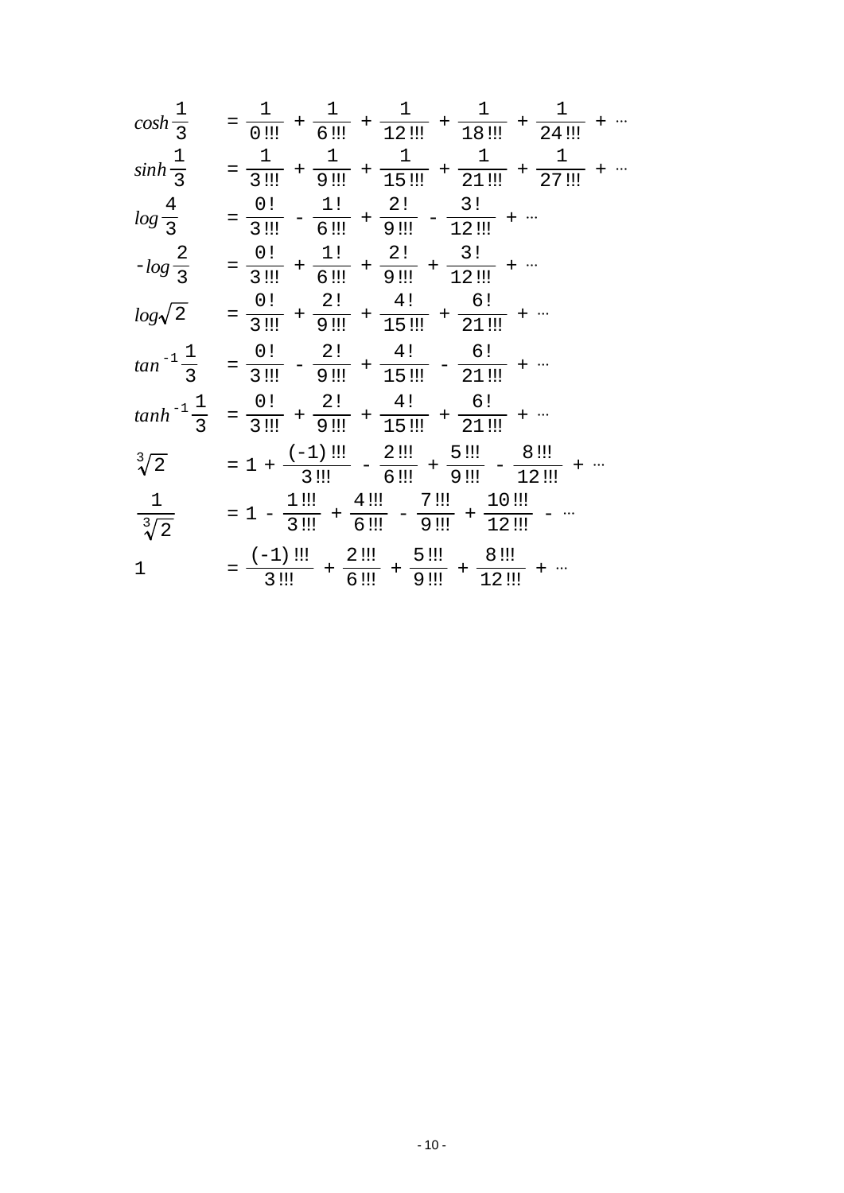$$\cosh\frac{1}{3} = \frac{1}{0!!!} + \frac{1}{6!!!} + \frac{1}{12!!!} + \frac{1}{18!!!} + \frac{1}{24!!!} + \cdots$$

$$\sinh\frac{1}{3} = \frac{1}{3!!!} + \frac{1}{9!!!} + \frac{1}{15!!!} + \frac{1}{21!!!} + \frac{1}{27!!!} + \cdots$$

$$\log\frac{4}{3} = \frac{0!}{3!!!} - \frac{1!}{6!!!} + \frac{2!}{9!!!} - \frac{3!}{12!!!} + \cdots$$

$$-\log\frac{2}{3} = \frac{0!}{3!!!} + \frac{1!}{6!!!} + \frac{2!}{9!!!} + \frac{3!}{12!!!} + \cdots$$

$$\log\sqrt{2} = \frac{0!}{3!!!} + \frac{2!}{9!!!} + \frac{4!}{15!!!} + \frac{6!}{21!!!} + \cdots$$

$$\tan^{-1}\frac{1}{3} = \frac{0!}{3!!!} - \frac{2!}{9!!!} + \frac{4!}{15!!!} - \frac{6!}{21!!!} + \cdots$$

$$\tanh^{-1}\frac{1}{3} = \frac{0!}{3!!!} + \frac{2!}{9!!!} + \frac{4!}{15!!!} + \frac{6!}{21!!!} + \cdots$$

$$\sqrt[3]{2} = 1 + \frac{(-1)!!!}{3!!!} - \frac{2!!!}{6!!!} + \frac{5!!!}{9!!!} - \frac{8!!!}{12!!!} + \cdots$$

$$\frac{1}{\sqrt[3]{2}} = 1 - \frac{1!!!}{3!!!} + \frac{4!!!}{6!!!} - \frac{7!!!}{9!!!} + \frac{10!!!}{12!!!} - \cdots$$

$$1 = \frac{(-1)!!!}{3!!!} + \frac{2!!!}{6!!!} + \frac{5!!!}{9!!!} + \frac{8!!!}{12!!!} + \cdots$$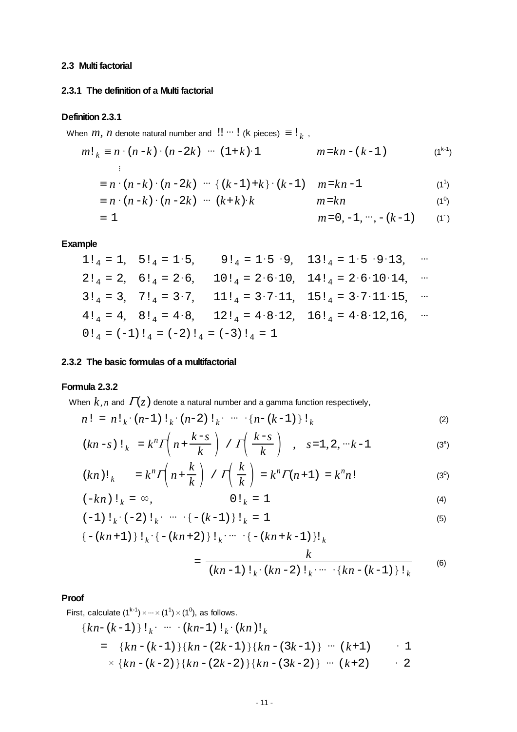### 2.3 Multi factorial

#### 2.3.1 The definition of a Multi factorial

**Definition 2.3.1**

When $m, n$ denote natural number and $!! \cdots !$ (k pieces) $\equiv !_k$ ,

$$m!_k \equiv n \cdot (n-k) \cdot (n-2k) \cdots (1+k) \cdot 1 \qquad m = kn-(k-1) \tag{$1^{k-1}$}$$

$$\vdots$$

$$\equiv n \cdot (n-k) \cdot (n-2k) \cdots \{(k-1)+k\} \cdot (k-1) \quad m = kn-1 \tag{$1^1$}$$

$$\equiv n \cdot (n-k) \cdot (n-2k) \cdots (k+k) \cdot k \qquad m = kn \tag{$1^0$}$$

$$\equiv 1 \qquad m = 0, -1, \cdots, -(k-1) \tag{$1^-$}$$

**Example**

$1!_4 = 1,\quad 5!_4 = 1 \cdot 5,\quad 9!_4 = 1 \cdot 5 \cdot 9,\quad 13!_4 = 1 \cdot 5 \cdot 9 \cdot 13,\quad \cdots$

$2!_4 = 2,\quad 6!_4 = 2 \cdot 6,\quad 10!_4 = 2 \cdot 6 \cdot 10,\quad 14!_4 = 2 \cdot 6 \cdot 10 \cdot 14,\quad \cdots$

$3!_4 = 3,\quad 7!_4 = 3 \cdot 7,\quad 11!_4 = 3 \cdot 7 \cdot 11,\quad 15!_4 = 3 \cdot 7 \cdot 11 \cdot 15,\quad \cdots$

$4!_4 = 4,\quad 8!_4 = 4 \cdot 8,\quad 12!_4 = 4 \cdot 8 \cdot 12,\quad 16!_4 = 4 \cdot 8 \cdot 12, 16,\quad \cdots$

$0!_4 = (-1)!_4 = (-2)!_4 = (-3)!_4 = 1$

#### 2.3.2 The basic formulas of a multifactorial

**Formula 2.3.2**

When $k, n$ and $\Gamma(z)$ denote a natural number and a gamma function respectively,

$$n! = n!_k \cdot (n-1)!_k \cdot (n-2)!_k \cdot \cdots \cdot \{n-(k-1)\}!_k \tag{2}$$

$$(kn-s)!_k = k^n \Gamma\left(n + \frac{k-s}{k}\right) \Big/ \Gamma\left(\frac{k-s}{k}\right) \quad , \quad s = 1, 2, \cdots k-1 \tag{$3^s$}$$

$$(kn)!_k = k^n \Gamma\left(n + \frac{k}{k}\right) \Big/ \Gamma\left(\frac{k}{k}\right) = k^n \Gamma(n+1) = k^n n! \tag{$3^0$}$$

$$(-kn)!_k = \infty, \qquad 0!_k = 1 \tag{4}$$

$$(-1)!_k \cdot (-2)!_k \cdot \cdots \cdot \{-(k-1)\}!_k = 1 \tag{5}$$

$$\{-(kn+1)\}!_k \cdot \{-(kn+2)\}!_k \cdot \cdots \cdot \{-(kn+k-1)\}!_k = \frac{k}{(kn-1)!_k \cdot (kn-2)!_k \cdot \cdots \cdot \{kn-(k-1)\}!_k} \tag{6}$$

**Proof**

First, calculate $(1^{k-1}) \times \cdots \times (1^1) \times (1^0)$, as follows.

$$\{kn-(k-1)\}!_k \cdot \cdots \cdot (kn-1)!_k \cdot (kn)!_k$$

$$= \{kn-(k-1)\}\{kn-(2k-1)\}\{kn-(3k-1)\} \cdots (k+1) \qquad \cdot 1$$

$$\times \{kn-(k-2)\}\{kn-(2k-2)\}\{kn-(3k-2)\} \cdots (k+2) \qquad \cdot 2$$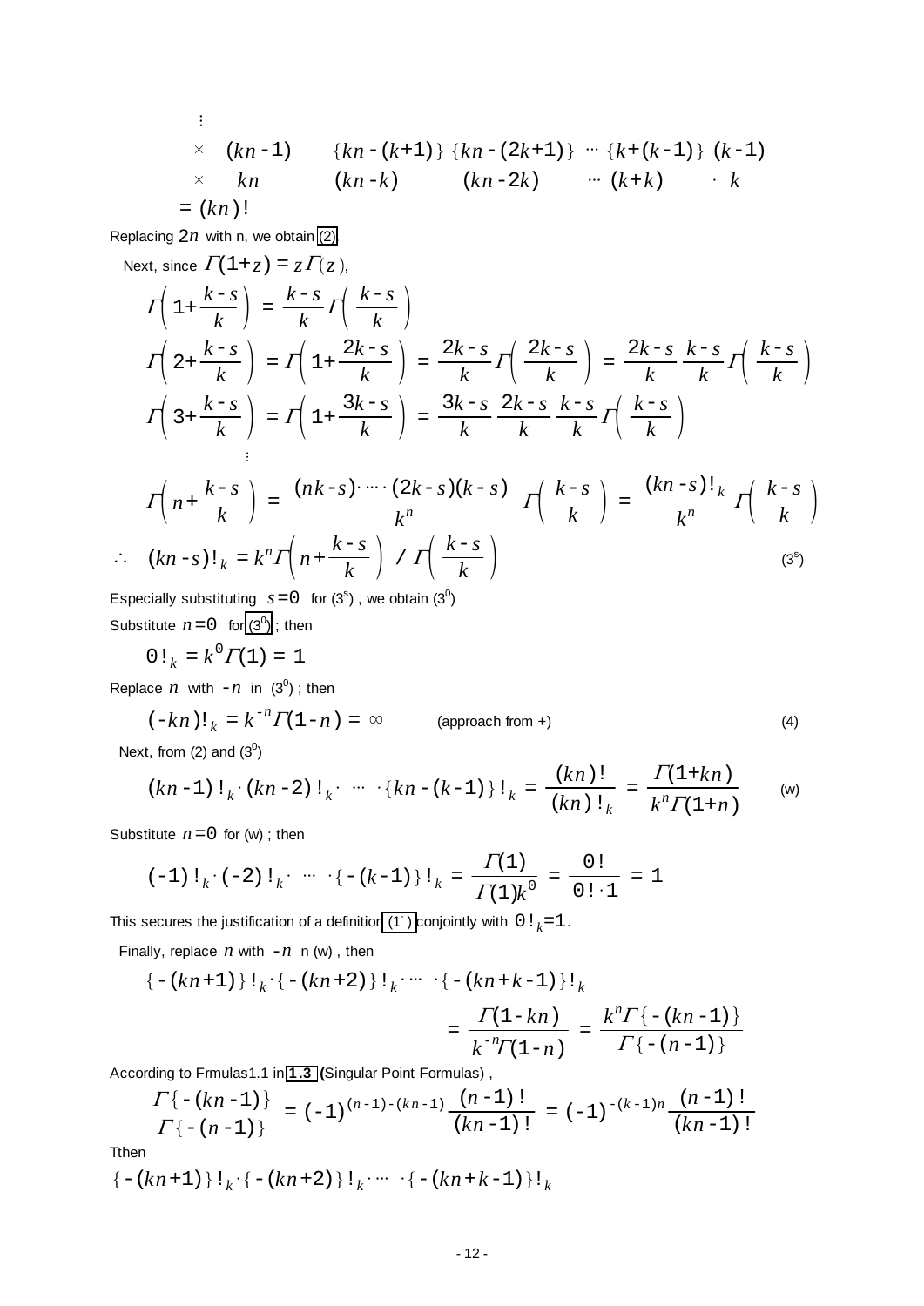$$
\begin{array}{llllll}
\vdots & & & & & \\
\times\;(kn-1) & \{kn-(k+1)\} & \{kn-(2k+1)\} & \cdots & \{k+(k-1)\} & (k-1) \\
\times\;\;kn & (kn-k) & (kn-2k) & \cdots & (k+k) & \cdot\; k \\
=(kn)! & & & & &
\end{array}
$$

Replacing $2n$ with n, we obtain (2)

Next, since $\Gamma(1+z)=z\Gamma(z)$,

$$\Gamma\left(1+\frac{k-s}{k}\right)=\frac{k-s}{k}\Gamma\left(\frac{k-s}{k}\right)$$

$$\Gamma\left(2+\frac{k-s}{k}\right)=\Gamma\left(1+\frac{2k-s}{k}\right)=\frac{2k-s}{k}\Gamma\left(\frac{2k-s}{k}\right)=\frac{2k-s}{k}\frac{k-s}{k}\Gamma\left(\frac{k-s}{k}\right)$$

$$\Gamma\left(3+\frac{k-s}{k}\right)=\Gamma\left(1+\frac{3k-s}{k}\right)=\frac{3k-s}{k}\frac{2k-s}{k}\frac{k-s}{k}\Gamma\left(\frac{k-s}{k}\right)$$

$$\vdots$$

$$\Gamma\left(n+\frac{k-s}{k}\right)=\frac{(nk-s)\cdot\cdots\cdot(2k-s)(k-s)}{k^n}\Gamma\left(\frac{k-s}{k}\right)=\frac{(kn-s)!_k}{k^n}\Gamma\left(\frac{k-s}{k}\right)$$

$$\therefore\quad (kn-s)!_k=k^n\Gamma\left(n+\frac{k-s}{k}\right)\Big/\Gamma\left(\frac{k-s}{k}\right) \qquad (3^s)$$

Especially substituting $s=0$ for ($3^s$) , we obtain ($3^0$)

Substitute $n=0$ for ($3^0$) ; then

$$0!_k=k^0\Gamma(1)=1$$

Replace $n$ with $-n$ in ($3^0$) ; then

$$(-kn)!_k=k^{-n}\Gamma(1-n)=\infty \qquad \text{(approach from +)} \qquad (4)$$

Next, from (2) and ($3^0$)

$$(kn-1)!_k\cdot(kn-2)!_k\cdot\,\cdots\,\cdot\{kn-(k-1)\}!_k=\frac{(kn)!}{(kn)!_k}=\frac{\Gamma(1+kn)}{k^n\Gamma(1+n)} \qquad \text{(w)}$$

Substitute $n=0$ for (w) ; then

$$(-1)!_k\cdot(-2)!_k\cdot\,\cdots\,\cdot\{-(k-1)\}!_k=\frac{\Gamma(1)}{\Gamma(1)k^0}=\frac{0!}{0!\cdot 1}=1$$

This secures the justification of a definition ($1^-$) conjointly with $0!_k=1$.

Finally, replace $n$ with $-n$ n (w) , then

$$\{-(kn+1)\}!_k\cdot\{-(kn+2)\}!_k\cdot\cdots\,\cdot\{-(kn+k-1)\}!_k$$

$$=\frac{\Gamma(1-kn)}{k^{-n}\Gamma(1-n)}=\frac{k^n\Gamma\{-(kn-1)\}}{\Gamma\{-(n-1)\}}$$

According to Frmulas1.1 in **1.3** (Singular Point Formulas) ,

$$\frac{\Gamma\{-(kn-1)\}}{\Gamma\{-(n-1)\}}=(-1)^{(n-1)-(kn-1)}\frac{(n-1)!}{(kn-1)!}=(-1)^{-(k-1)n}\frac{(n-1)!}{(kn-1)!}$$

Tthen

$$\{-(kn+1)\}!_k\cdot\{-(kn+2)\}!_k\cdot\cdots\,\cdot\{-(kn+k-1)\}!_k$$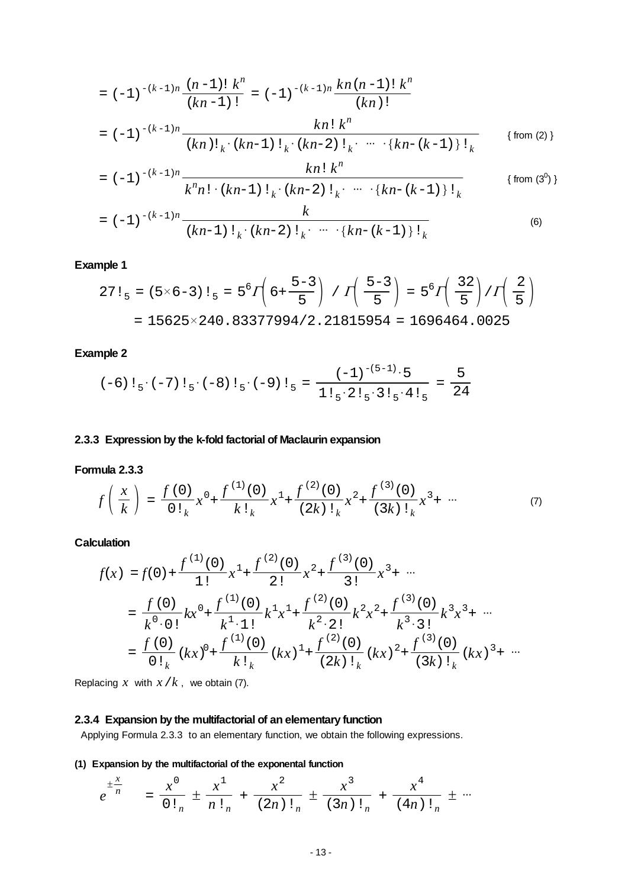$$
\begin{aligned}
&= (-1)^{-(k-1)n}\frac{(n-1)!\,k^n}{(kn-1)!} = (-1)^{-(k-1)n}\frac{kn(n-1)!\,k^n}{(kn)!} \\
&= (-1)^{-(k-1)n}\frac{kn!\,k^n}{(kn)!_k\cdot(kn\text{-}1)!_k\cdot(kn\text{-}2)!_k\cdot\ \cdots\ \cdot\{kn\text{-}(k\text{-}1)\}!_k} \qquad \{\text{ from (2) }\} \\
&= (-1)^{-(k-1)n}\frac{kn!\,k^n}{k^n n!\cdot(kn\text{-}1)!_k\cdot(kn\text{-}2)!_k\cdot\ \cdots\ \cdot\{kn\text{-}(k\text{-}1)\}!_k} \qquad \{\text{ from } (3^0) \} \\
&= (-1)^{-(k-1)n}\frac{k}{(kn\text{-}1)!_k\cdot(kn\text{-}2)!_k\cdot\ \cdots\ \cdot\{kn\text{-}(k\text{-}1)\}!_k} \qquad (6)
\end{aligned}
$$

**Example 1**

$$
27!_5 = (5\times 6\text{-}3)!_5 = 5^6\Gamma\left(6+\frac{5\text{-}3}{5}\right) \Big/ \Gamma\left(\frac{5\text{-}3}{5}\right) = 5^6\Gamma\left(\frac{32}{5}\right)\Big/\Gamma\left(\frac{2}{5}\right)
$$

$$
= 15625\times 240.83377994/2.21815954 = 1696464.0025
$$

**Example 2**

$$
(\text{-}6)!_5\cdot(\text{-}7)!_5\cdot(\text{-}8)!_5\cdot(\text{-}9)!_5 = \frac{(-1)^{-(5-1)}\cdot 5}{1!_5\cdot 2!_5\cdot 3!_5\cdot 4!_5} = \frac{5}{24}
$$

### 2.3.3 Expression by the k-fold factorial of Maclaurin expansion

**Formula 2.3.3**

$$
f\left(\frac{x}{k}\right) = \frac{f(0)}{0!_k}x^0 + \frac{f^{(1)}(0)}{k!_k}x^1 + \frac{f^{(2)}(0)}{(2k)!_k}x^2 + \frac{f^{(3)}(0)}{(3k)!_k}x^3 + \cdots \qquad (7)
$$

**Calculation**

$$
\begin{aligned}
f(x) &= f(0) + \frac{f^{(1)}(0)}{1!}x^1 + \frac{f^{(2)}(0)}{2!}x^2 + \frac{f^{(3)}(0)}{3!}x^3 + \cdots \\
&= \frac{f(0)}{k^0\cdot 0!}kx^0 + \frac{f^{(1)}(0)}{k^1\cdot 1!}k^1x^1 + \frac{f^{(2)}(0)}{k^2\cdot 2!}k^2x^2 + \frac{f^{(3)}(0)}{k^3\cdot 3!}k^3x^3 + \cdots \\
&= \frac{f(0)}{0!_k}(kx)^0 + \frac{f^{(1)}(0)}{k!_k}(kx)^1 + \frac{f^{(2)}(0)}{(2k)!_k}(kx)^2 + \frac{f^{(3)}(0)}{(3k)!_k}(kx)^3 + \cdots
\end{aligned}
$$

Replacing $x$ with $x/k$, we obtain (7).

### 2.3.4 Expansion by the multifactorial of an elementary function

Applying Formula 2.3.3 to an elementary function, we obtain the following expressions.

**(1) Expansion by the multifactorial of the exponental function**

$$
e^{\pm\frac{x}{n}} = \frac{x^0}{0!_n} \pm \frac{x^1}{n!_n} + \frac{x^2}{(2n)!_n} \pm \frac{x^3}{(3n)!_n} + \frac{x^4}{(4n)!_n} \pm \cdots
$$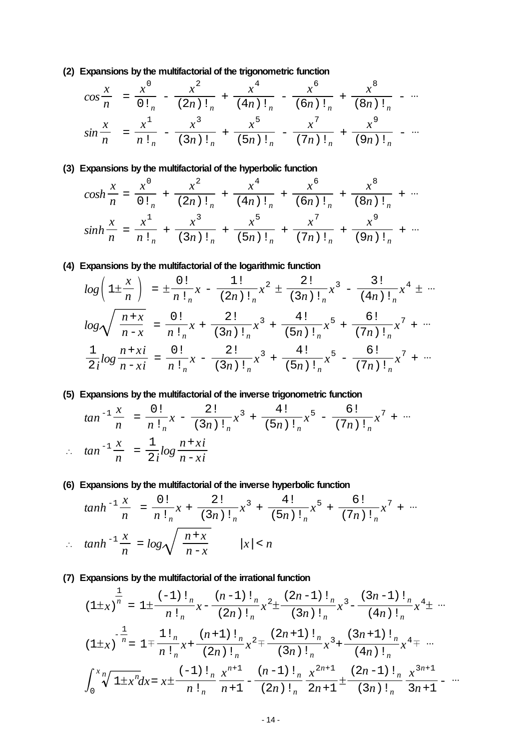**(2) Expansions by the multifactorial of the trigonometric function**

$$\cos\frac{x}{n} = \frac{x^0}{0!_n} - \frac{x^2}{(2n)!_n} + \frac{x^4}{(4n)!_n} - \frac{x^6}{(6n)!_n} + \frac{x^8}{(8n)!_n} - \cdots$$

$$\sin\frac{x}{n} = \frac{x^1}{n!_n} - \frac{x^3}{(3n)!_n} + \frac{x^5}{(5n)!_n} - \frac{x^7}{(7n)!_n} + \frac{x^9}{(9n)!_n} - \cdots$$

**(3) Expansions by the multifactorial of the hyperbolic function**

$$\cosh\frac{x}{n} = \frac{x^0}{0!_n} + \frac{x^2}{(2n)!_n} + \frac{x^4}{(4n)!_n} + \frac{x^6}{(6n)!_n} + \frac{x^8}{(8n)!_n} + \cdots$$

$$\sinh\frac{x}{n} = \frac{x^1}{n!_n} + \frac{x^3}{(3n)!_n} + \frac{x^5}{(5n)!_n} + \frac{x^7}{(7n)!_n} + \frac{x^9}{(9n)!_n} + \cdots$$

**(4) Expansions by the multifactorial of the logarithmic function**

$$\log\left(1\pm\frac{x}{n}\right) = \pm\frac{0!}{n!_n}x - \frac{1!}{(2n)!_n}x^2 \pm \frac{2!}{(3n)!_n}x^3 - \frac{3!}{(4n)!_n}x^4 \pm \cdots$$

$$\log\sqrt{\frac{n+x}{n-x}} = \frac{0!}{n!_n}x + \frac{2!}{(3n)!_n}x^3 + \frac{4!}{(5n)!_n}x^5 + \frac{6!}{(7n)!_n}x^7 + \cdots$$

$$\frac{1}{2i}\log\frac{n+xi}{n-xi} = \frac{0!}{n!_n}x - \frac{2!}{(3n)!_n}x^3 + \frac{4!}{(5n)!_n}x^5 - \frac{6!}{(7n)!_n}x^7 + \cdots$$

**(5) Expansions by the multifactorial of the inverse trigonometric function**

$$\tan^{-1}\frac{x}{n} = \frac{0!}{n!_n}x - \frac{2!}{(3n)!_n}x^3 + \frac{4!}{(5n)!_n}x^5 - \frac{6!}{(7n)!_n}x^7 + \cdots$$

$$\therefore\quad \tan^{-1}\frac{x}{n} = \frac{1}{2i}\log\frac{n+xi}{n-xi}$$

**(6) Expansions by the multifactorial of the inverse hyperbolic function**

$$\tanh^{-1}\frac{x}{n} = \frac{0!}{n!_n}x + \frac{2!}{(3n)!_n}x^3 + \frac{4!}{(5n)!_n}x^5 + \frac{6!}{(7n)!_n}x^7 + \cdots$$

$$\therefore\quad \tanh^{-1}\frac{x}{n} = \log\sqrt{\frac{n+x}{n-x}} \qquad |x| < n$$

**(7) Expansions by the multifactorial of the irrational function**

$$(1\pm x)^{\frac{1}{n}} = 1\pm\frac{(-1)!_n}{n!_n}x - \frac{(n-1)!_n}{(2n)!_n}x^2 \pm \frac{(2n-1)!_n}{(3n)!_n}x^3 - \frac{(3n-1)!_n}{(4n)!_n}x^4 \pm \cdots$$

$$(1\pm x)^{-\frac{1}{n}} = 1\mp\frac{1!_n}{n!_n}x + \frac{(n+1)!_n}{(2n)!_n}x^2 \mp \frac{(2n+1)!_n}{(3n)!_n}x^3 + \frac{(3n+1)!_n}{(4n)!_n}x^4 \mp \cdots$$

$$\int_0^x \sqrt[n]{1\pm x^n}\,dx = x \pm \frac{(-1)!_n}{n!_n}\frac{x^{n+1}}{n+1} - \frac{(n-1)!_n}{(2n)!_n}\frac{x^{2n+1}}{2n+1} \pm \frac{(2n-1)!_n}{(3n)!_n}\frac{x^{3n+1}}{3n+1} - \cdots$$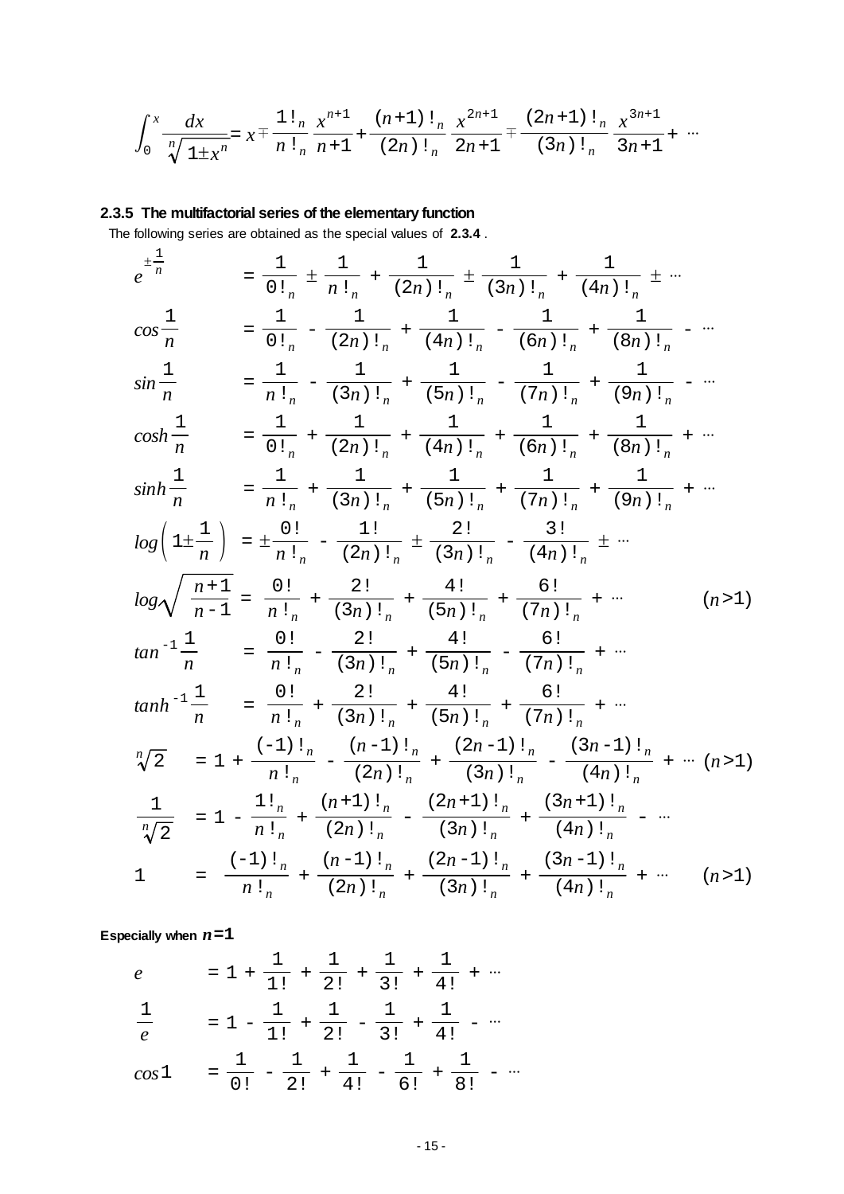$$\int_0^x \frac{dx}{\sqrt[n]{1 \pm x^n}} = x \mp \frac{1!_n}{n!_n} \frac{x^{n+1}}{n+1} + \frac{(n+1)!_n}{(2n)!_n} \frac{x^{2n+1}}{2n+1} \mp \frac{(2n+1)!_n}{(3n)!_n} \frac{x^{3n+1}}{3n+1} + \cdots$$

### 2.3.5 The multifactorial series of the elementary function

The following series are obtained as the special values of **2.3.4** .

$$e^{\pm\frac{1}{n}} = \frac{1}{0!_n} \pm \frac{1}{n!_n} + \frac{1}{(2n)!_n} \pm \frac{1}{(3n)!_n} + \frac{1}{(4n)!_n} \pm \cdots$$

$$\cos\frac{1}{n} = \frac{1}{0!_n} - \frac{1}{(2n)!_n} + \frac{1}{(4n)!_n} - \frac{1}{(6n)!_n} + \frac{1}{(8n)!_n} - \cdots$$

$$\sin\frac{1}{n} = \frac{1}{n!_n} - \frac{1}{(3n)!_n} + \frac{1}{(5n)!_n} - \frac{1}{(7n)!_n} + \frac{1}{(9n)!_n} - \cdots$$

$$\cosh\frac{1}{n} = \frac{1}{0!_n} + \frac{1}{(2n)!_n} + \frac{1}{(4n)!_n} + \frac{1}{(6n)!_n} + \frac{1}{(8n)!_n} + \cdots$$

$$\sinh\frac{1}{n} = \frac{1}{n!_n} + \frac{1}{(3n)!_n} + \frac{1}{(5n)!_n} + \frac{1}{(7n)!_n} + \frac{1}{(9n)!_n} + \cdots$$

$$\log\left(1 \pm \frac{1}{n}\right) = \pm\frac{0!}{n!_n} - \frac{1!}{(2n)!_n} \pm \frac{2!}{(3n)!_n} - \frac{3!}{(4n)!_n} \pm \cdots$$

$$\log\sqrt{\frac{n+1}{n-1}} = \frac{0!}{n!_n} + \frac{2!}{(3n)!_n} + \frac{4!}{(5n)!_n} + \frac{6!}{(7n)!_n} + \cdots \qquad (n>1)$$

$$\tan^{-1}\frac{1}{n} = \frac{0!}{n!_n} - \frac{2!}{(3n)!_n} + \frac{4!}{(5n)!_n} - \frac{6!}{(7n)!_n} + \cdots$$

$$\tanh^{-1}\frac{1}{n} = \frac{0!}{n!_n} + \frac{2!}{(3n)!_n} + \frac{4!}{(5n)!_n} + \frac{6!}{(7n)!_n} + \cdots$$

$$\sqrt[n]{2} = 1 + \frac{(-1)!_n}{n!_n} - \frac{(n-1)!_n}{(2n)!_n} + \frac{(2n-1)!_n}{(3n)!_n} - \frac{(3n-1)!_n}{(4n)!_n} + \cdots \quad (n>1)$$

$$\frac{1}{\sqrt[n]{2}} = 1 - \frac{1!_n}{n!_n} + \frac{(n+1)!_n}{(2n)!_n} - \frac{(2n+1)!_n}{(3n)!_n} + \frac{(3n+1)!_n}{(4n)!_n} - \cdots$$

$$1 = \frac{(-1)!_n}{n!_n} + \frac{(n-1)!_n}{(2n)!_n} + \frac{(2n-1)!_n}{(3n)!_n} + \frac{(3n-1)!_n}{(4n)!_n} + \cdots \qquad (n>1)$$

**Especially when $n=1$**

$$e = 1 + \frac{1}{1!} + \frac{1}{2!} + \frac{1}{3!} + \frac{1}{4!} + \cdots$$

$$\frac{1}{e} = 1 - \frac{1}{1!} + \frac{1}{2!} - \frac{1}{3!} + \frac{1}{4!} - \cdots$$

$$\cos 1 = \frac{1}{0!} - \frac{1}{2!} + \frac{1}{4!} - \frac{1}{6!} + \frac{1}{8!} - \cdots$$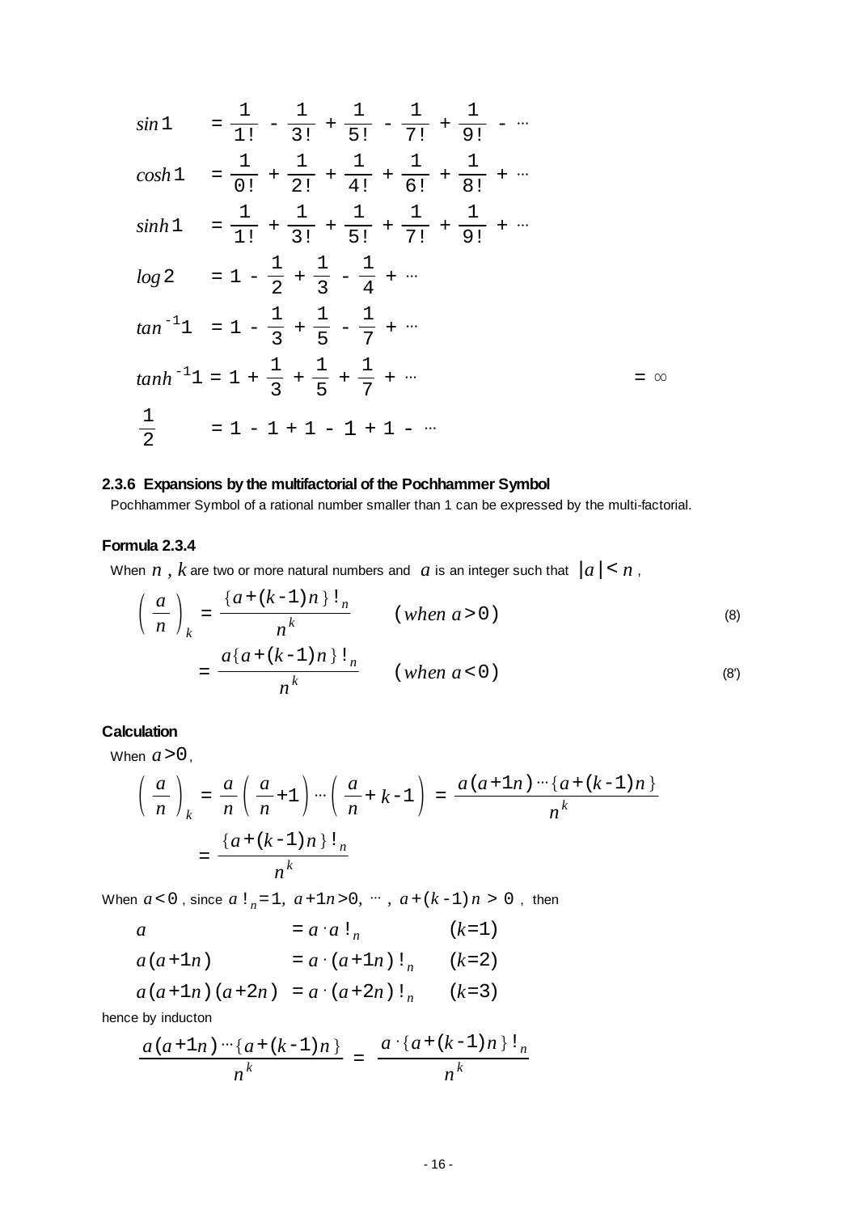$$\sin 1 = \frac{1}{1!} - \frac{1}{3!} + \frac{1}{5!} - \frac{1}{7!} + \frac{1}{9!} - \cdots$$

$$\cosh 1 = \frac{1}{0!} + \frac{1}{2!} + \frac{1}{4!} + \frac{1}{6!} + \frac{1}{8!} + \cdots$$

$$\sinh 1 = \frac{1}{1!} + \frac{1}{3!} + \frac{1}{5!} + \frac{1}{7!} + \frac{1}{9!} + \cdots$$

$$\log 2 = 1 - \frac{1}{2} + \frac{1}{3} - \frac{1}{4} + \cdots$$

$$\tan^{-1} 1 = 1 - \frac{1}{3} + \frac{1}{5} - \frac{1}{7} + \cdots$$

$$\tanh^{-1} 1 = 1 + \frac{1}{3} + \frac{1}{5} + \frac{1}{7} + \cdots \qquad = \infty$$

$$\frac{1}{2} = 1 - 1 + 1 - 1 + 1 - \cdots$$

### 2.3.6 Expansions by the multifactorial of the Pochhammer Symbol

Pochhammer Symbol of a rational number smaller than 1 can be expressed by the multi-factorial.

#### Formula 2.3.4

When $n$ , $k$ are two or more natural numbers and $a$ is an integer such that $|a| < n$ ,

$$\left(\frac{a}{n}\right)_k = \frac{\{a+(k-1)n\}!_n}{n^k} \qquad (when\ a>0) \tag{8}$$

$$= \frac{a\{a+(k-1)n\}!_n}{n^k} \qquad (when\ a<0) \tag{8'}$$

#### Calculation

When $a>0$,

$$\left(\frac{a}{n}\right)_k = \frac{a}{n}\left(\frac{a}{n}+1\right)\cdots\left(\frac{a}{n}+k-1\right) = \frac{a(a+1n)\cdots\{a+(k-1)n\}}{n^k}$$

$$= \frac{\{a+(k-1)n\}!_n}{n^k}$$

When $a<0$ , since $a\,!_n=1,\ a+1n>0,\ \cdots,\ a+(k-1)n > 0$ , then

$$a = a \cdot a\,!_n \qquad (k=1)$$

$$a(a+1n) = a \cdot (a+1n)!_n \qquad (k=2)$$

$$a(a+1n)(a+2n) = a \cdot (a+2n)!_n \qquad (k=3)$$

hence by inducton

$$\frac{a(a+1n)\cdots\{a+(k-1)n\}}{n^k} = \frac{a \cdot \{a+(k-1)n\}!_n}{n^k}$$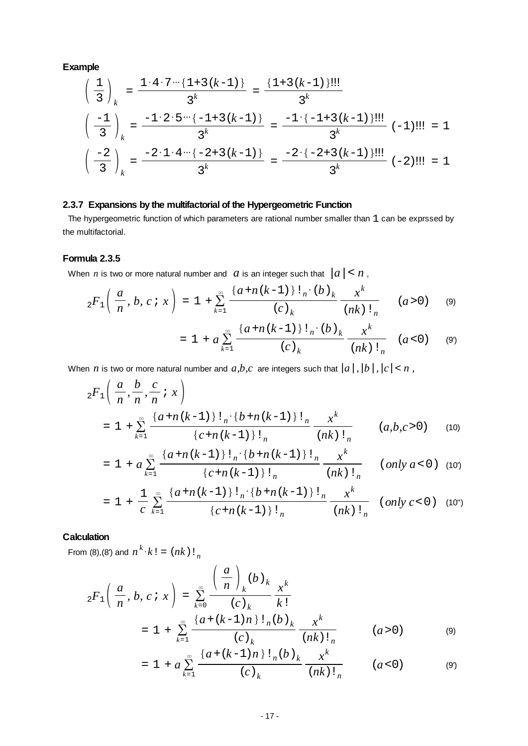**Example**

$$\left(\frac{1}{3}\right)_k = \frac{1\cdot 4\cdot 7\cdots\{1+3(k-1)\}}{3^k} = \frac{\{1+3(k-1)\}!!!}{3^k}$$

$$\left(\frac{-1}{3}\right)_k = \frac{-1\cdot 2\cdot 5\cdots\{-1+3(k-1)\}}{3^k} = \frac{-1\cdot\{-1+3(k-1)\}!!!}{3^k} \quad (-1)!!! = 1$$

$$\left(\frac{-2}{3}\right)_k = \frac{-2\cdot 1\cdot 4\cdots\{-2+3(k-1)\}}{3^k} = \frac{-2\cdot\{-2+3(k-1)\}!!!}{3^k} \quad (-2)!!! = 1$$

### 2.3.7 Expansions by the multifactorial of the Hypergeometric Function

The hypergeometric function of which parameters are rational number smaller than 1 can be exprssed by the multifactorial.

**Formula 2.3.5**

When $n$ is two or more natural number and $a$ is an integer such that $|a| < n$ ,

$$ {}_2F_1\left(\frac{a}{n}, b, c\,;\, x\right) = 1 + \sum_{k=1}^{\infty} \frac{\{a+n(k-1)\}!_n \cdot (b)_k}{(c)_k} \frac{x^k}{(nk)!_n} \qquad (a>0) \qquad (9)$$

$$= 1 + a\sum_{k=1}^{\infty} \frac{\{a+n(k-1)\}!_n \cdot (b)_k}{(c)_k} \frac{x^k}{(nk)!_n} \qquad (a<0) \qquad (9')$$

When $n$ is two or more natural number and $a,b,c$ are integers such that $|a|,|b|,|c| < n$ ,

$$ {}_2F_1\left(\frac{a}{n}, \frac{b}{n}, \frac{c}{n}\,;\, x\right)$$

$$= 1 + \sum_{k=1}^{\infty} \frac{\{a+n(k-1)\}!_n \cdot \{b+n(k-1)\}!_n}{\{c+n(k-1)\}!_n} \frac{x^k}{(nk)!_n} \qquad (a,b,c>0) \qquad (10)$$

$$= 1 + a\sum_{k=1}^{\infty} \frac{\{a+n(k-1)\}!_n \cdot \{b+n(k-1)\}!_n}{\{c+n(k-1)\}!_n} \frac{x^k}{(nk)!_n} \qquad (only\ a<0) \qquad (10')$$

$$= 1 + \frac{1}{c}\sum_{k=1}^{\infty} \frac{\{a+n(k-1)\}!_n \cdot \{b+n(k-1)\}!_n}{\{c+n(k-1)\}!_n} \frac{x^k}{(nk)!_n} \qquad (only\ c<0) \qquad (10'')$$

**Calculation**

From (8),(8') and $n^k \cdot k! = (nk)!_n$

$$ {}_2F_1\left(\frac{a}{n}, b, c\,;\, x\right) = \sum_{k=0}^{\infty} \frac{\left(\frac{a}{n}\right)_k (b)_k}{(c)_k} \frac{x^k}{k!}$$

$$= 1 + \sum_{k=1}^{\infty} \frac{\{a+(k-1)n\}!_n (b)_k}{(c)_k} \frac{x^k}{(nk)!_n} \qquad (a>0) \qquad (9)$$

$$= 1 + a\sum_{k=1}^{\infty} \frac{\{a+(k-1)n\}!_n (b)_k}{(c)_k} \frac{x^k}{(nk)!_n} \qquad (a<0) \qquad (9')$$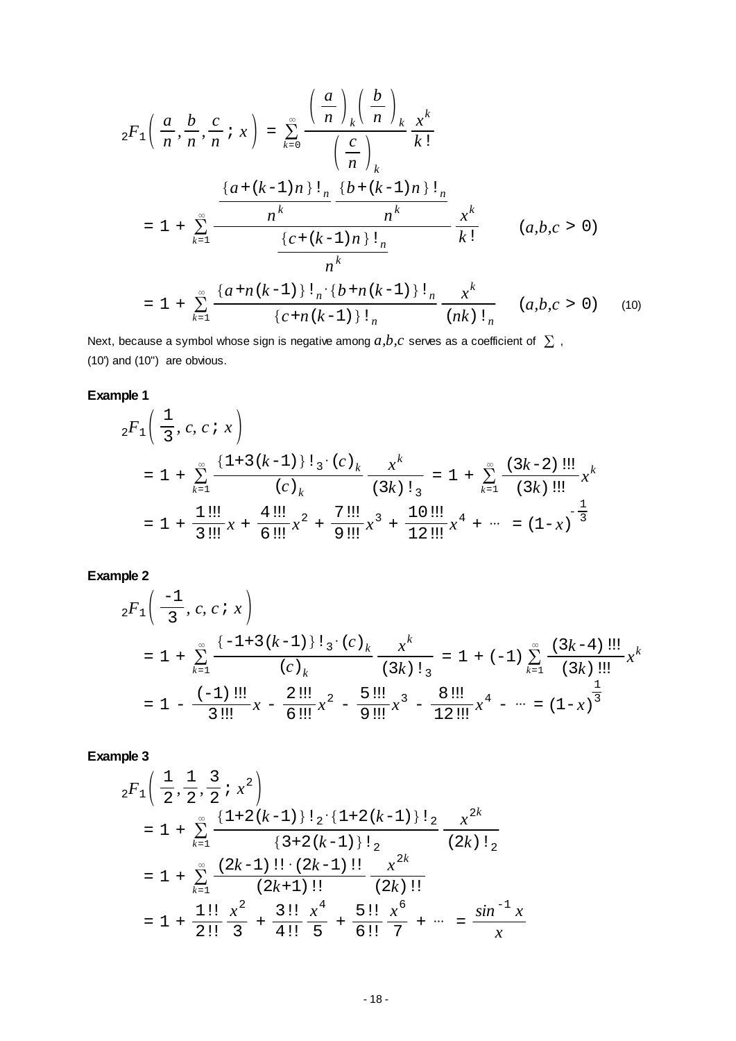$$
{}_2F_1\left(\frac{a}{n},\frac{b}{n},\frac{c}{n};x\right) = \sum_{k=0}^{\infty} \frac{\left(\frac{a}{n}\right)_k \left(\frac{b}{n}\right)_k}{\left(\frac{c}{n}\right)_k} \frac{x^k}{k!}
$$

$$
= 1 + \sum_{k=1}^{\infty} \frac{\frac{\{a+(k-1)n\}!_n}{n^k} \frac{\{b+(k-1)n\}!_n}{n^k}}{\frac{\{c+(k-1)n\}!_n}{n^k}} \frac{x^k}{k!} \qquad (a,b,c>0)
$$

$$
= 1 + \sum_{k=1}^{\infty} \frac{\{a+n(k-1)\}!_n \cdot \{b+n(k-1)\}!_n}{\{c+n(k-1)\}!_n} \frac{x^k}{(nk)!_n} \qquad (a,b,c>0) \tag{10}
$$

Next, because a symbol whose sign is negative among $a,b,c$ serves as a coefficient of $\sum$ , (10') and (10") are obvious.

**Example 1**

$$
{}_2F_1\left(\frac{1}{3},c,c;x\right)
$$

$$
= 1 + \sum_{k=1}^{\infty} \frac{\{1+3(k-1)\}!_3 \cdot (c)_k}{(c)_k} \frac{x^k}{(3k)!_3} = 1 + \sum_{k=1}^{\infty} \frac{(3k-2)!!!}{(3k)!!!} x^k
$$

$$
= 1 + \frac{1!!!}{3!!!}x + \frac{4!!!}{6!!!}x^2 + \frac{7!!!}{9!!!}x^3 + \frac{10!!!}{12!!!}x^4 + \cdots = (1-x)^{-\frac{1}{3}}
$$

**Example 2**

$$
{}_2F_1\left(\frac{-1}{3},c,c;x\right)
$$

$$
= 1 + \sum_{k=1}^{\infty} \frac{\{-1+3(k-1)\}!_3 \cdot (c)_k}{(c)_k} \frac{x^k}{(3k)!_3} = 1 + (-1)\sum_{k=1}^{\infty} \frac{(3k-4)!!!}{(3k)!!!} x^k
$$

$$
= 1 - \frac{(-1)!!!}{3!!!}x - \frac{2!!!}{6!!!}x^2 - \frac{5!!!}{9!!!}x^3 - \frac{8!!!}{12!!!}x^4 - \cdots = (1-x)^{\frac{1}{3}}
$$

**Example 3**

$$
{}_2F_1\left(\frac{1}{2},\frac{1}{2},\frac{3}{2};x^2\right)
$$

$$
= 1 + \sum_{k=1}^{\infty} \frac{\{1+2(k-1)\}!_2 \cdot \{1+2(k-1)\}!_2}{\{3+2(k-1)\}!_2} \frac{x^{2k}}{(2k)!_2}
$$

$$
= 1 + \sum_{k=1}^{\infty} \frac{(2k-1)!! \cdot (2k-1)!!}{(2k+1)!!} \frac{x^{2k}}{(2k)!!}
$$

$$
= 1 + \frac{1!!}{2!!}\frac{x^2}{3} + \frac{3!!}{4!!}\frac{x^4}{5} + \frac{5!!}{6!!}\frac{x^6}{7} + \cdots = \frac{\sin^{-1}x}{x}
$$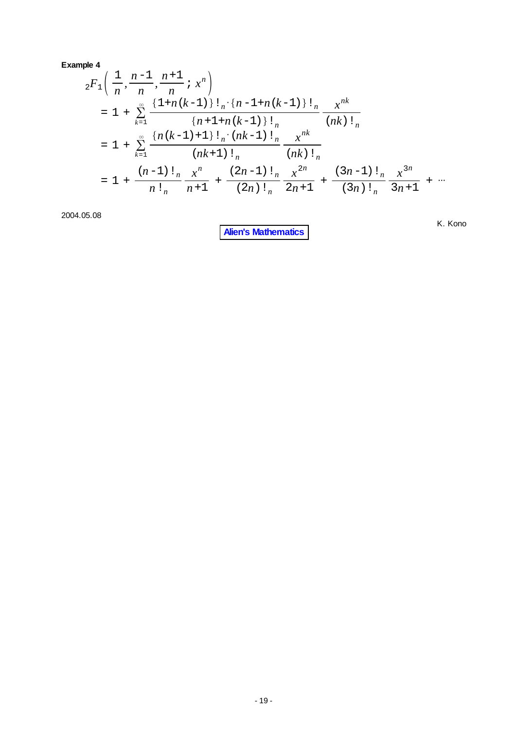**Example 4**

$$
{}_2F_1\left(\frac{1}{n},\frac{n-1}{n},\frac{n+1}{n};\,x^n\right)
$$

$$
= 1 + \sum_{k=1}^{\infty} \frac{\{1+n(k-1)\}!_n \cdot \{n-1+n(k-1)\}!_n}{\{n+1+n(k-1)\}!_n} \frac{x^{nk}}{(nk)!_n}
$$

$$
= 1 + \sum_{k=1}^{\infty} \frac{\{n(k-1)+1\}!_n \cdot (nk-1)!_n}{(nk+1)!_n} \frac{x^{nk}}{(nk)!_n}
$$

$$
= 1 + \frac{(n-1)!_n}{n!_n}\frac{x^n}{n+1} + \frac{(2n-1)!_n}{(2n)!_n}\frac{x^{2n}}{2n+1} + \frac{(3n-1)!_n}{(3n)!_n}\frac{x^{3n}}{3n+1} + \cdots
$$

2004.05.08

K. Kono

**Alien's Mathematics**